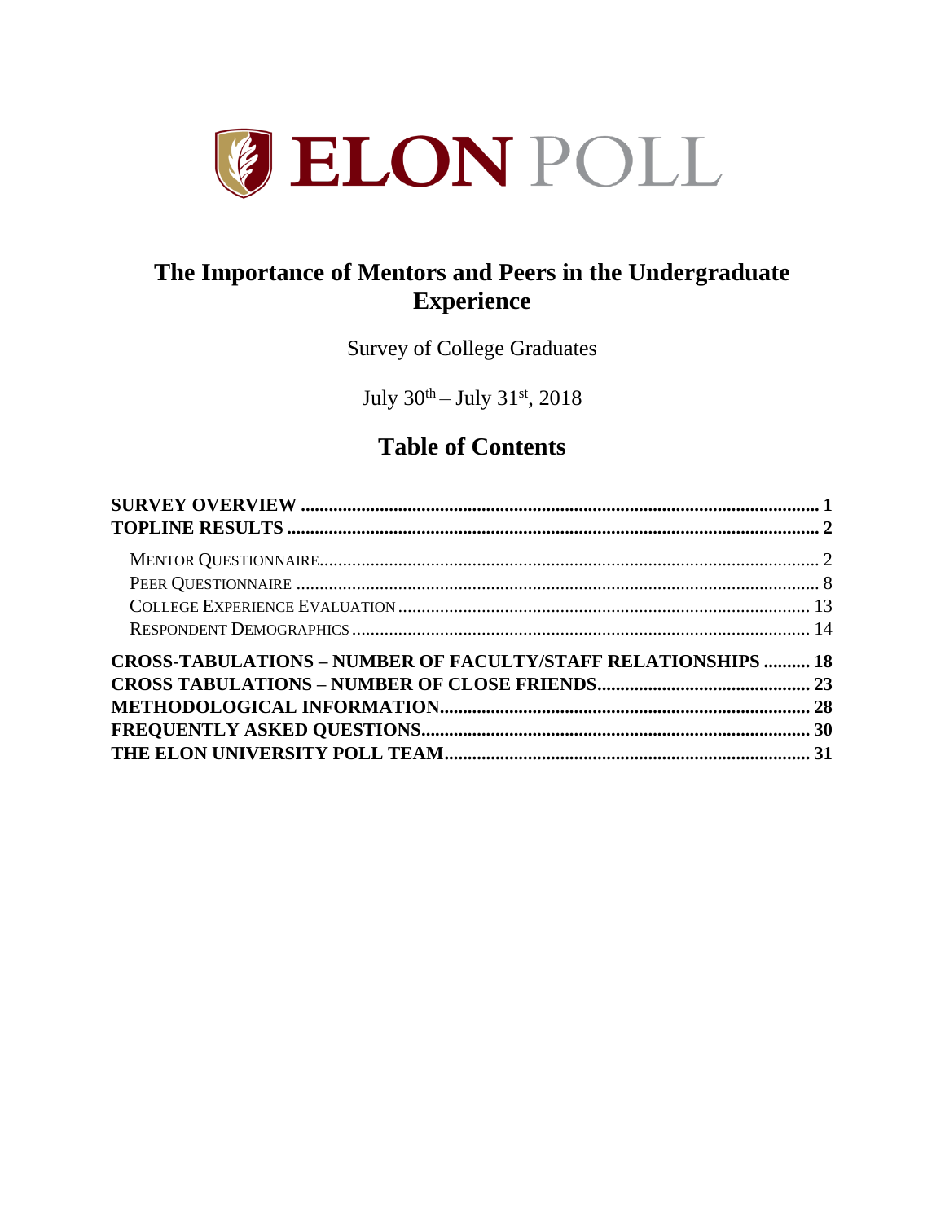# ELON POLL

## The Importance of Mentors and Peers in the Undergraduate Experience

Survey of College Graduates

July 30th – July 31st, 2018

## Table of Contents

**SURVEY OVERVIEW** ..... **1**
**TOPLINE RESULTS** ..... **2**

- MENTOR QUESTIONNAIRE ..... 2
- PEER QUESTIONNAIRE ..... 8
- COLLEGE EXPERIENCE EVALUATION ..... 13
- RESPONDENT DEMOGRAPHICS ..... 14

**CROSS-TABULATIONS – NUMBER OF FACULTY/STAFF RELATIONSHIPS** ..... **18**
**CROSS TABULATIONS – NUMBER OF CLOSE FRIENDS** ..... **23**
**METHODOLOGICAL INFORMATION** ..... **28**
**FREQUENTLY ASKED QUESTIONS** ..... **30**
**THE ELON UNIVERSITY POLL TEAM** ..... **31**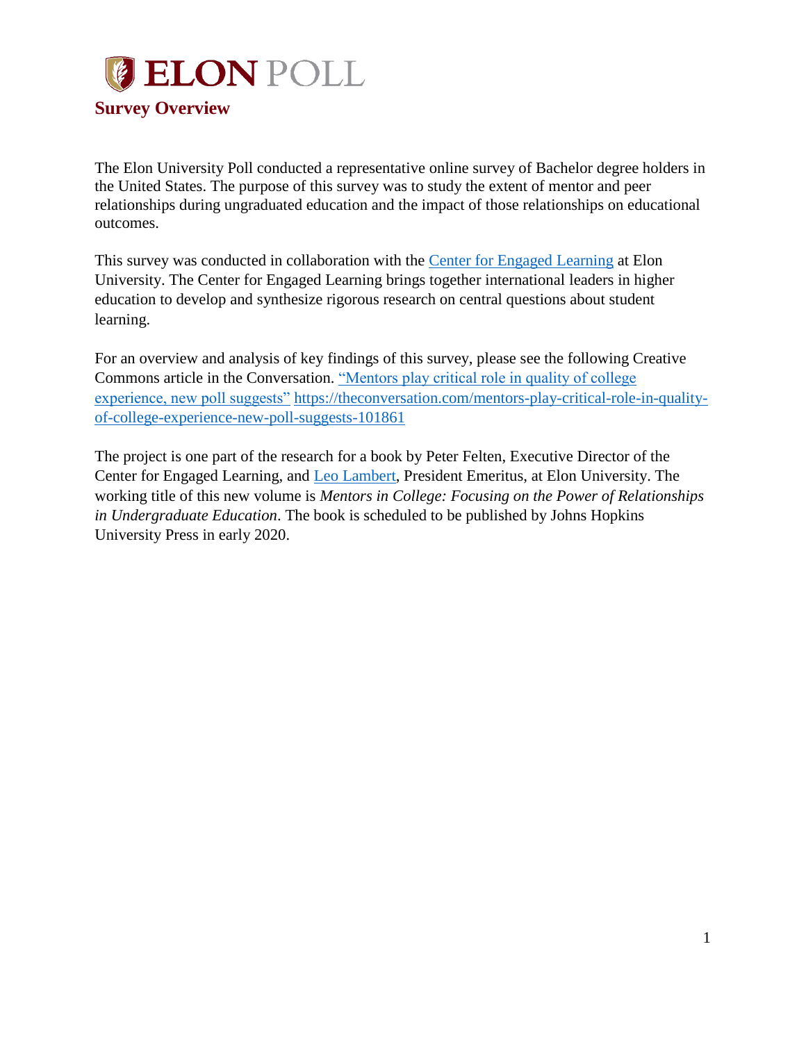# ELON POLL

## Survey Overview

The Elon University Poll conducted a representative online survey of Bachelor degree holders in the United States. The purpose of this survey was to study the extent of mentor and peer relationships during ungraduated education and the impact of those relationships on educational outcomes.

This survey was conducted in collaboration with the [Center for Engaged Learning]() at Elon University. The Center for Engaged Learning brings together international leaders in higher education to develop and synthesize rigorous research on central questions about student learning.

For an overview and analysis of key findings of this survey, please see the following Creative Commons article in the Conversation. ["Mentors play critical role in quality of college experience, new poll suggests"](https://theconversation.com/mentors-play-critical-role-in-quality-of-college-experience-new-poll-suggests-101861) https://theconversation.com/mentors-play-critical-role-in-quality-of-college-experience-new-poll-suggests-101861

The project is one part of the research for a book by Peter Felten, Executive Director of the Center for Engaged Learning, and [Leo Lambert](), President Emeritus, at Elon University. The working title of this new volume is *Mentors in College: Focusing on the Power of Relationships in Undergraduate Education*. The book is scheduled to be published by Johns Hopkins University Press in early 2020.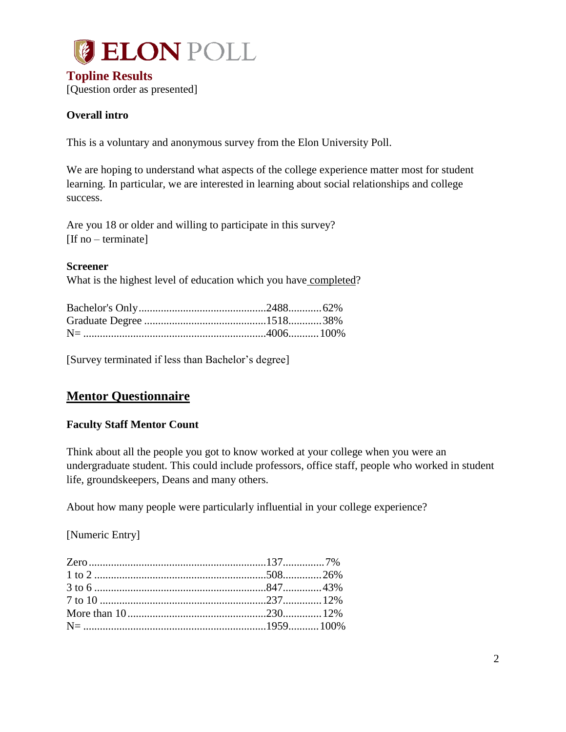# ELON POLL

## Topline Results

[Question order as presented]

**Overall intro**

This is a voluntary and anonymous survey from the Elon University Poll.

We are hoping to understand what aspects of the college experience matter most for student learning. In particular, we are interested in learning about social relationships and college success.

Are you 18 or older and willing to participate in this survey?
[If no – terminate]

**Screener**
What is the highest level of education which you have completed?

| | | |
|---|---|---|
| Bachelor's Only | 2488 | 62% |
| Graduate Degree | 1518 | 38% |
| N= | 4006 | 100% |

[Survey terminated if less than Bachelor's degree]

## Mentor Questionnaire

**Faculty Staff Mentor Count**

Think about all the people you got to know worked at your college when you were an undergraduate student. This could include professors, office staff, people who worked in student life, groundskeepers, Deans and many others.

About how many people were particularly influential in your college experience?

[Numeric Entry]

| | | |
|---|---|---|
| Zero | 137 | 7% |
| 1 to 2 | 508 | 26% |
| 3 to 6 | 847 | 43% |
| 7 to 10 | 237 | 12% |
| More than 10 | 230 | 12% |
| N= | 1959 | 100% |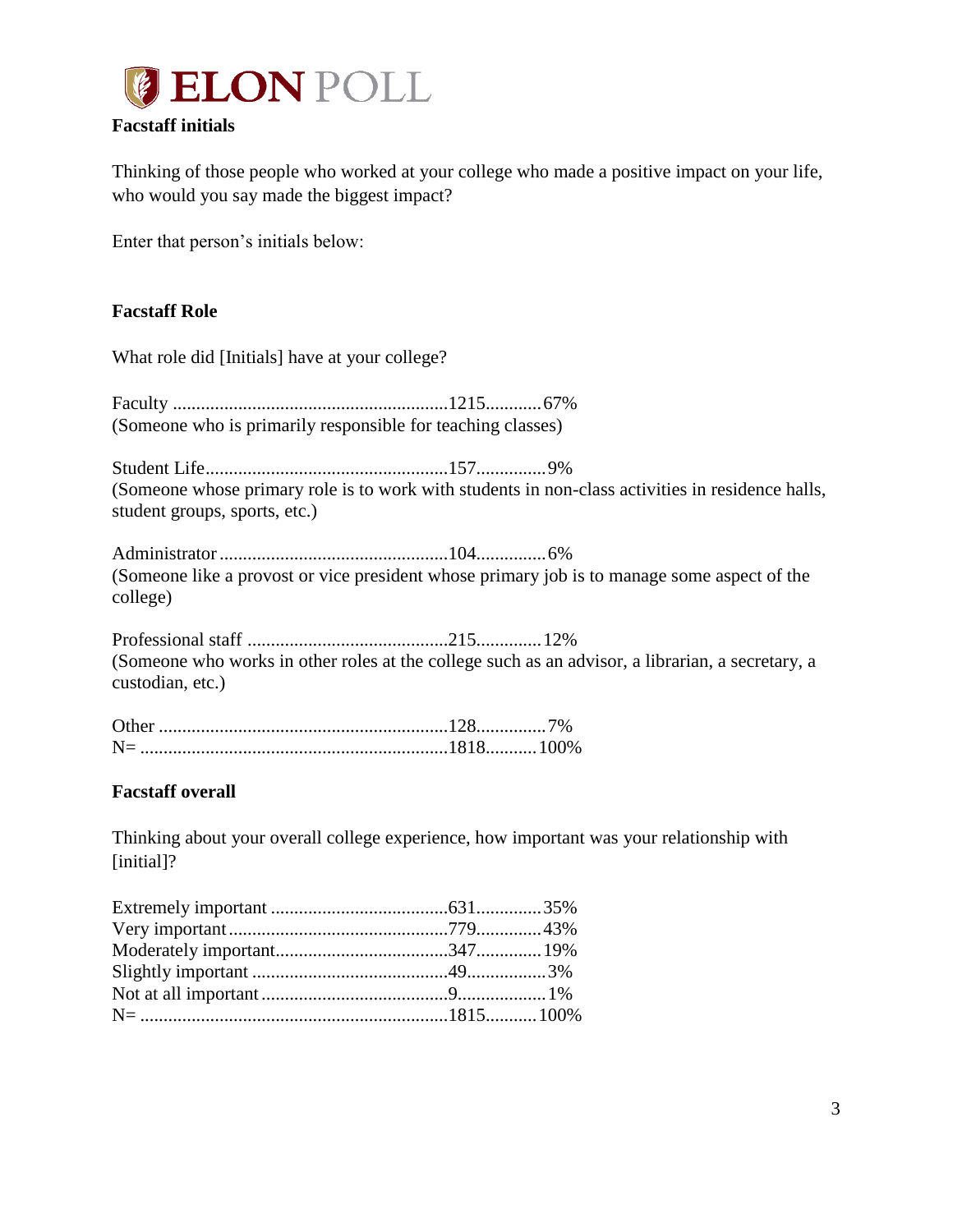**Facstaff initials**

Thinking of those people who worked at your college who made a positive impact on your life, who would you say made the biggest impact?

Enter that person's initials below:

**Facstaff Role**

What role did [Initials] have at your college?

Faculty ............................................................1215............67%
(Someone who is primarily responsible for teaching classes)

Student Life.....................................................157...............9%
(Someone whose primary role is to work with students in non-class activities in residence halls, student groups, sports, etc.)

Administrator..................................................104...............6%
(Someone like a provost or vice president whose primary job is to manage some aspect of the college)

Professional staff ............................................215..............12%
(Someone who works in other roles at the college such as an advisor, a librarian, a secretary, a custodian, etc.)

Other ...............................................................128...............7%
N= ..................................................................1818...........100%

**Facstaff overall**

Thinking about your overall college experience, how important was your relationship with [initial]?

Extremely important .......................................631..............35%
Very important................................................779..............43%
Moderately important......................................347..............19%
Slightly important ...........................................49.................3%
Not at all important .........................................9...................1%
N= ..................................................................1815...........100%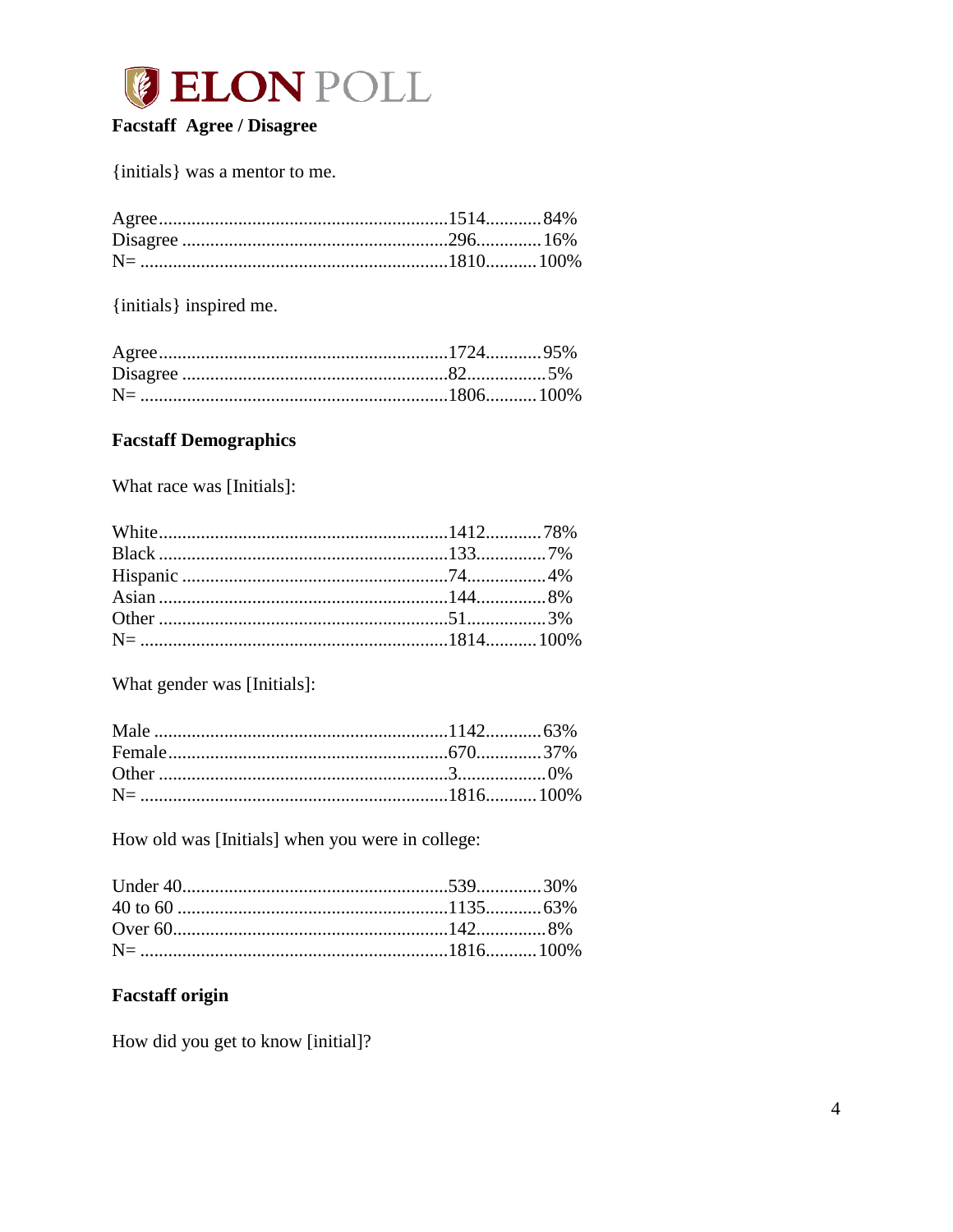**ELON POLL**

**Facstaff Agree / Disagree**

{initials} was a mentor to me.

| | | |
|---|---|---|
| Agree | 1514 | 84% |
| Disagree | 296 | 16% |
| N= | 1810 | 100% |

{initials} inspired me.

| | | |
|---|---|---|
| Agree | 1724 | 95% |
| Disagree | 82 | 5% |
| N= | 1806 | 100% |

**Facstaff Demographics**

What race was [Initials]:

| | | |
|---|---|---|
| White | 1412 | 78% |
| Black | 133 | 7% |
| Hispanic | 74 | 4% |
| Asian | 144 | 8% |
| Other | 51 | 3% |
| N= | 1814 | 100% |

What gender was [Initials]:

| | | |
|---|---|---|
| Male | 1142 | 63% |
| Female | 670 | 37% |
| Other | 3 | 0% |
| N= | 1816 | 100% |

How old was [Initials] when you were in college:

| | | |
|---|---|---|
| Under 40 | 539 | 30% |
| 40 to 60 | 1135 | 63% |
| Over 60 | 142 | 8% |
| N= | 1816 | 100% |

**Facstaff origin**

How did you get to know [initial]?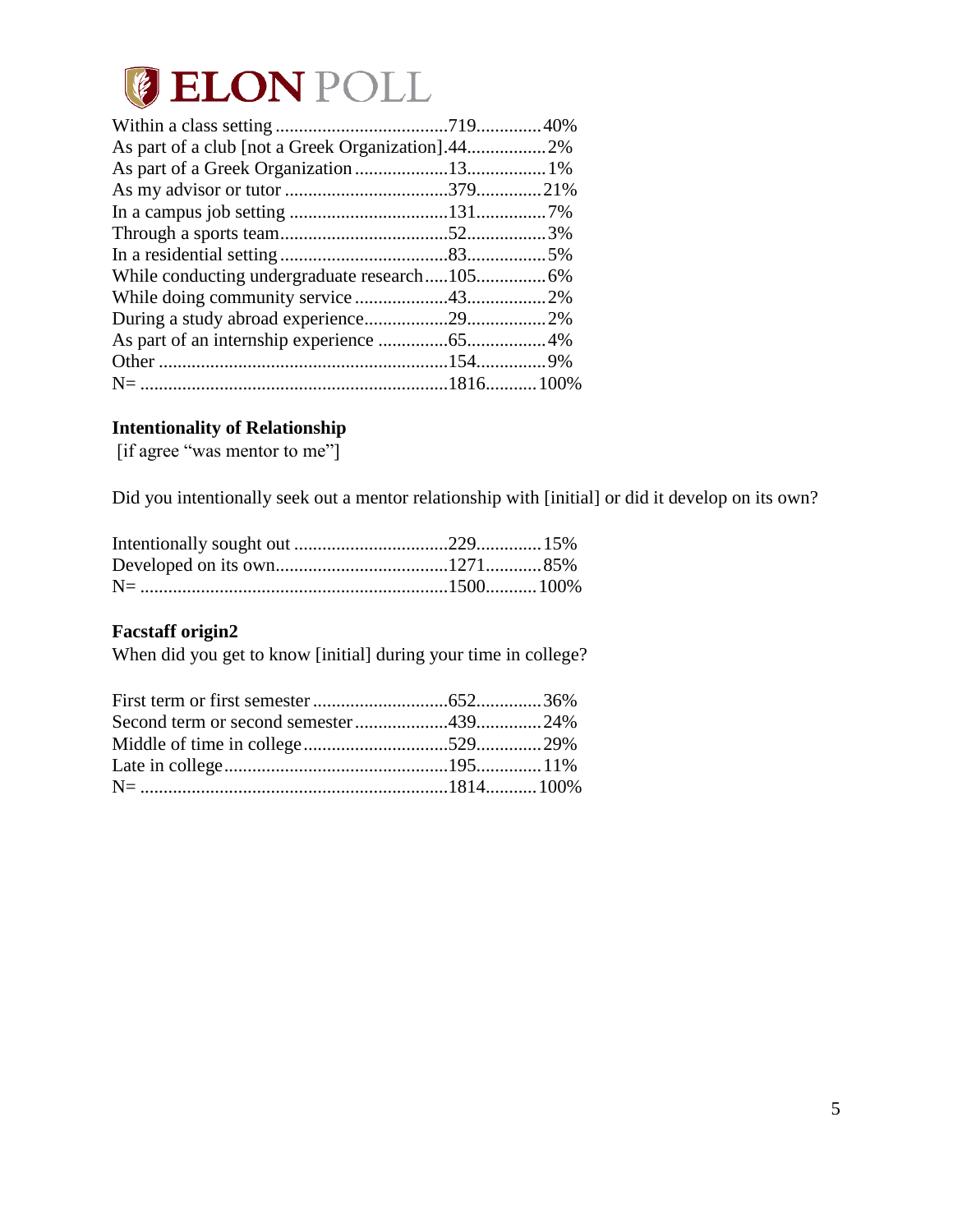| | | |
|---|---|---|
| Within a class setting | 719 | 40% |
| As part of a club [not a Greek Organization] | 44 | 2% |
| As part of a Greek Organization | 13 | 1% |
| As my advisor or tutor | 379 | 21% |
| In a campus job setting | 131 | 7% |
| Through a sports team | 52 | 3% |
| In a residential setting | 83 | 5% |
| While conducting undergraduate research | 105 | 6% |
| While doing community service | 43 | 2% |
| During a study abroad experience | 29 | 2% |
| As part of an internship experience | 65 | 4% |
| Other | 154 | 9% |
| N= | 1816 | 100% |

**Intentionality of Relationship**

[if agree "was mentor to me"]

Did you intentionally seek out a mentor relationship with [initial] or did it develop on its own?

| | | |
|---|---|---|
| Intentionally sought out | 229 | 15% |
| Developed on its own | 1271 | 85% |
| N= | 1500 | 100% |

**Facstaff origin2**

When did you get to know [initial] during your time in college?

| | | |
|---|---|---|
| First term or first semester | 652 | 36% |
| Second term or second semester | 439 | 24% |
| Middle of time in college | 529 | 29% |
| Late in college | 195 | 11% |
| N= | 1814 | 100% |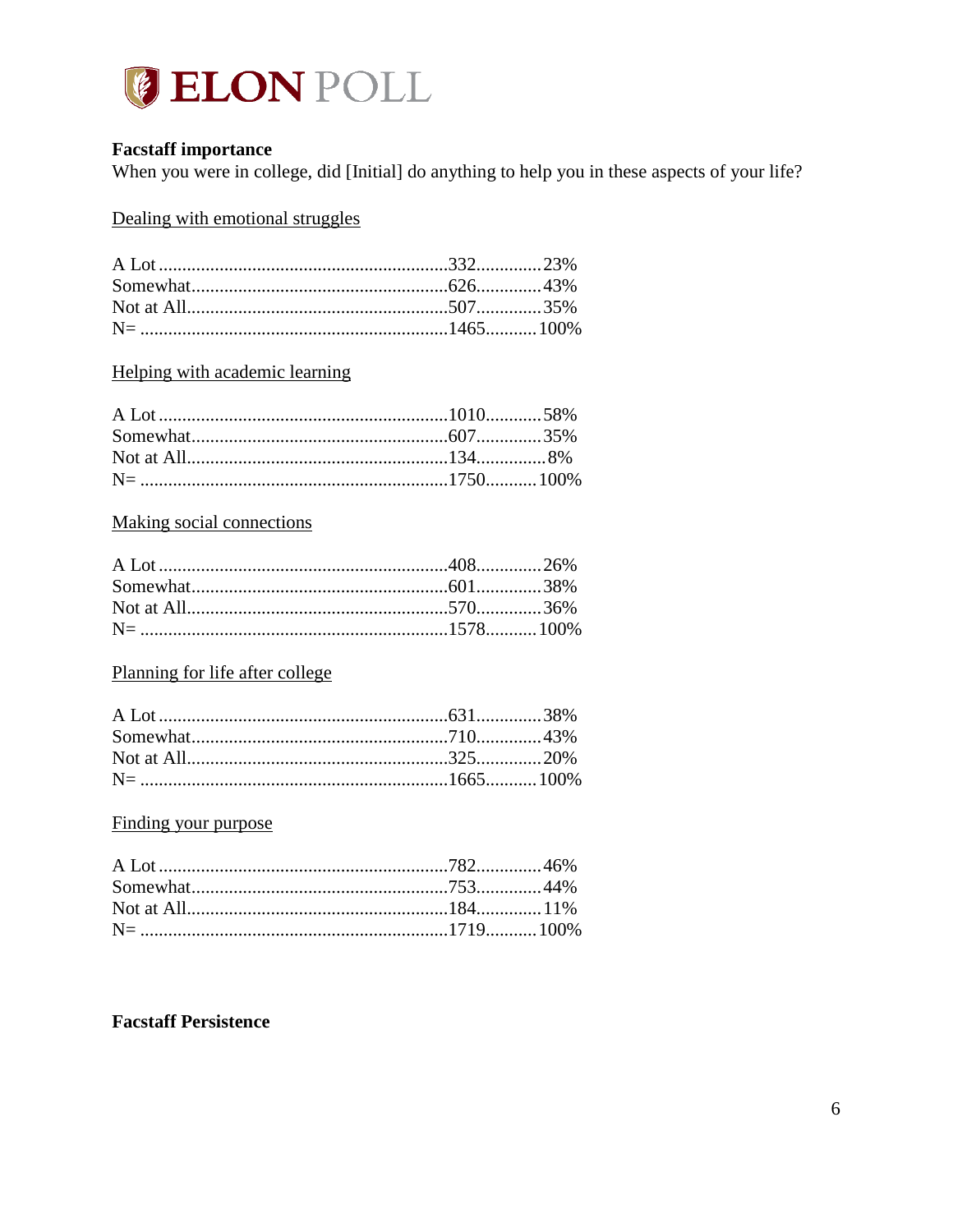**Facstaff importance**

When you were in college, did [Initial] do anything to help you in these aspects of your life?

Dealing with emotional struggles

| Response | Count | Percent |
|---|---|---|
| A Lot | 332 | 23% |
| Somewhat | 626 | 43% |
| Not at All | 507 | 35% |
| N= | 1465 | 100% |

Helping with academic learning

| Response | Count | Percent |
|---|---|---|
| A Lot | 1010 | 58% |
| Somewhat | 607 | 35% |
| Not at All | 134 | 8% |
| N= | 1750 | 100% |

Making social connections

| Response | Count | Percent |
|---|---|---|
| A Lot | 408 | 26% |
| Somewhat | 601 | 38% |
| Not at All | 570 | 36% |
| N= | 1578 | 100% |

Planning for life after college

| Response | Count | Percent |
|---|---|---|
| A Lot | 631 | 38% |
| Somewhat | 710 | 43% |
| Not at All | 325 | 20% |
| N= | 1665 | 100% |

Finding your purpose

| Response | Count | Percent |
|---|---|---|
| A Lot | 782 | 46% |
| Somewhat | 753 | 44% |
| Not at All | 184 | 11% |
| N= | 1719 | 100% |

**Facstaff Persistence**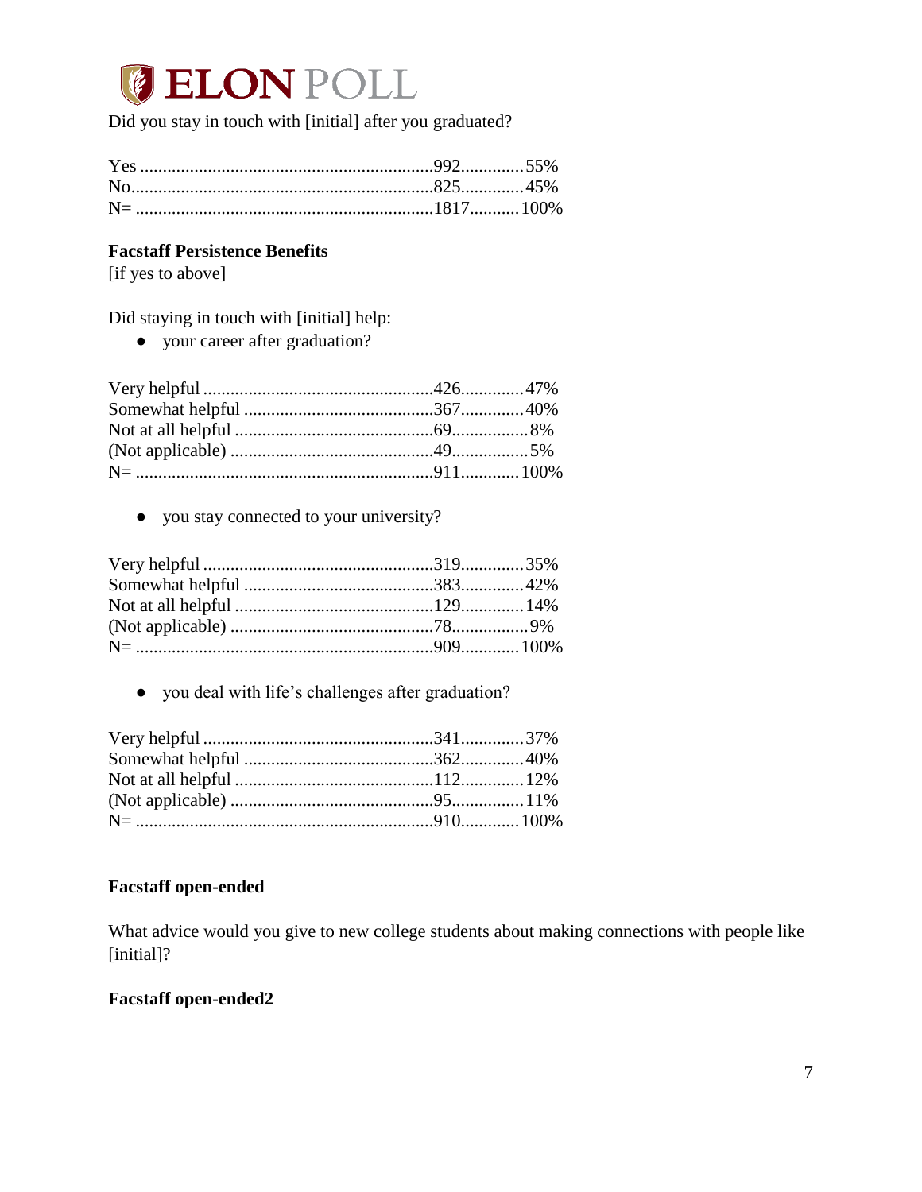Did you stay in touch with [initial] after you graduated?

| | | |
|---|---|---|
| Yes | 992 | 55% |
| No | 825 | 45% |
| N= | 1817 | 100% |

**Facstaff Persistence Benefits**
[if yes to above]

Did staying in touch with [initial] help:

- your career after graduation?

| | | |
|---|---|---|
| Very helpful | 426 | 47% |
| Somewhat helpful | 367 | 40% |
| Not at all helpful | 69 | 8% |
| (Not applicable) | 49 | 5% |
| N= | 911 | 100% |

- you stay connected to your university?

| | | |
|---|---|---|
| Very helpful | 319 | 35% |
| Somewhat helpful | 383 | 42% |
| Not at all helpful | 129 | 14% |
| (Not applicable) | 78 | 9% |
| N= | 909 | 100% |

- you deal with life's challenges after graduation?

| | | |
|---|---|---|
| Very helpful | 341 | 37% |
| Somewhat helpful | 362 | 40% |
| Not at all helpful | 112 | 12% |
| (Not applicable) | 95 | 11% |
| N= | 910 | 100% |

**Facstaff open-ended**

What advice would you give to new college students about making connections with people like [initial]?

**Facstaff open-ended2**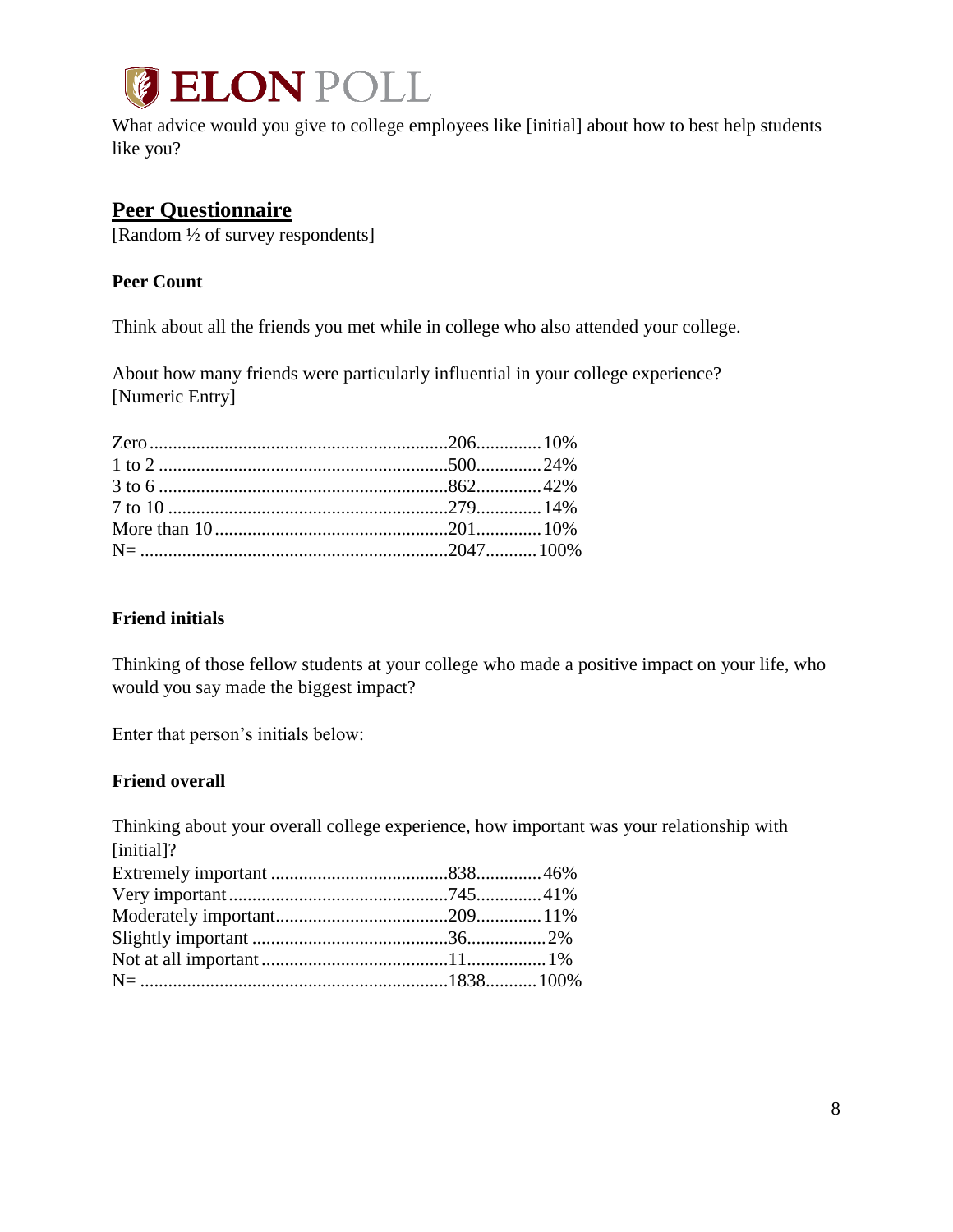What advice would you give to college employees like [initial] about how to best help students like you?

## Peer Questionnaire

[Random ½ of survey respondents]

### Peer Count

Think about all the friends you met while in college who also attended your college.

About how many friends were particularly influential in your college experience? [Numeric Entry]

| | | |
|---|---|---|
| Zero | 206 | 10% |
| 1 to 2 | 500 | 24% |
| 3 to 6 | 862 | 42% |
| 7 to 10 | 279 | 14% |
| More than 10 | 201 | 10% |
| N= | 2047 | 100% |

### Friend initials

Thinking of those fellow students at your college who made a positive impact on your life, who would you say made the biggest impact?

Enter that person's initials below:

### Friend overall

Thinking about your overall college experience, how important was your relationship with [initial]?

| | | |
|---|---|---|
| Extremely important | 838 | 46% |
| Very important | 745 | 41% |
| Moderately important | 209 | 11% |
| Slightly important | 36 | 2% |
| Not at all important | 11 | 1% |
| N= | 1838 | 100% |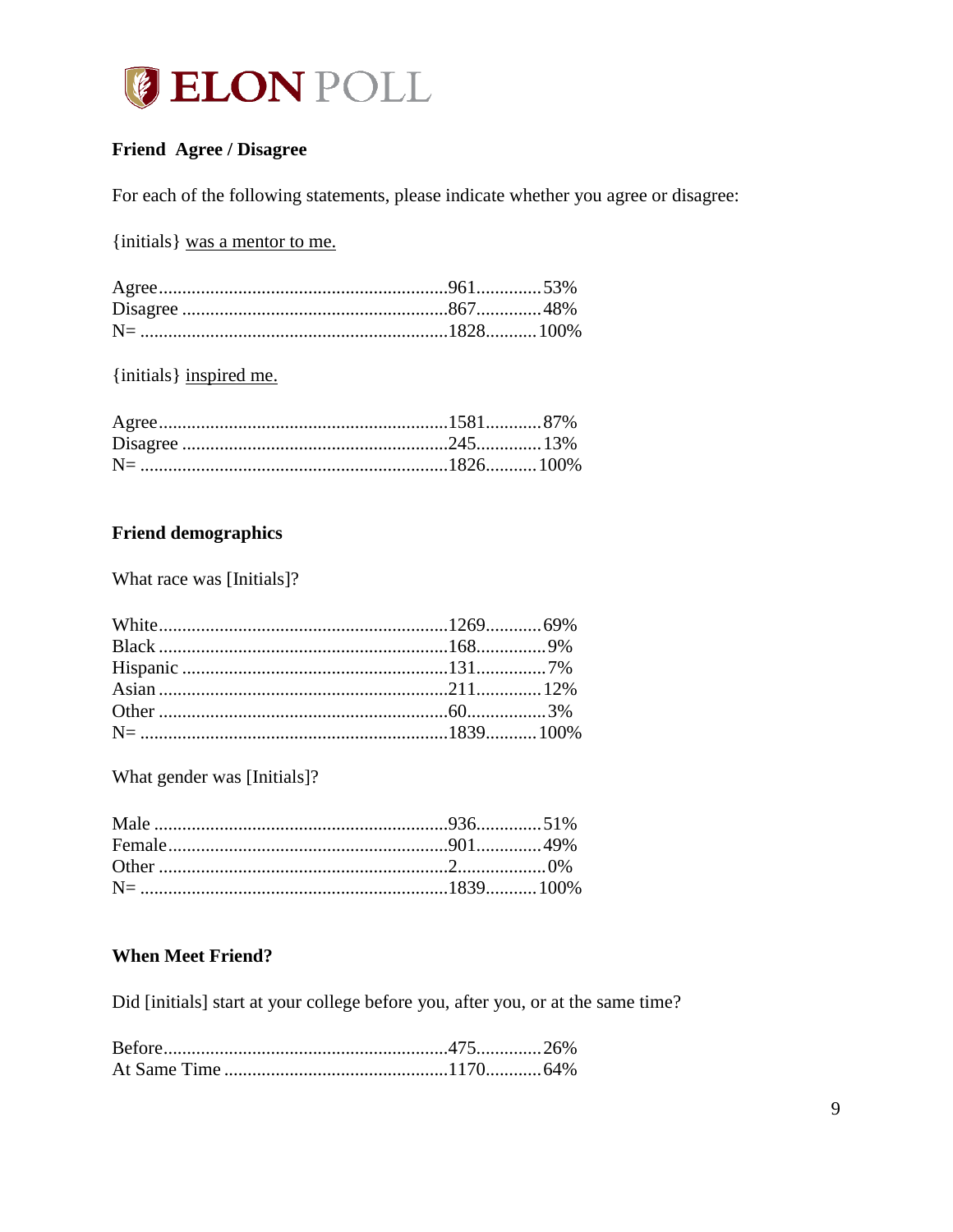### Friend  Agree / Disagree

For each of the following statements, please indicate whether you agree or disagree:

{initials} was a mentor to me.

| | | |
|---|---|---|
| Agree | 961 | 53% |
| Disagree | 867 | 48% |
| N= | 1828 | 100% |

{initials} inspired me.

| | | |
|---|---|---|
| Agree | 1581 | 87% |
| Disagree | 245 | 13% |
| N= | 1826 | 100% |

### Friend demographics

What race was [Initials]?

| | | |
|---|---|---|
| White | 1269 | 69% |
| Black | 168 | 9% |
| Hispanic | 131 | 7% |
| Asian | 211 | 12% |
| Other | 60 | 3% |
| N= | 1839 | 100% |

What gender was [Initials]?

| | | |
|---|---|---|
| Male | 936 | 51% |
| Female | 901 | 49% |
| Other | 2 | 0% |
| N= | 1839 | 100% |

### When Meet Friend?

Did [initials] start at your college before you, after you, or at the same time?

| | | |
|---|---|---|
| Before | 475 | 26% |
| At Same Time | 1170 | 64% |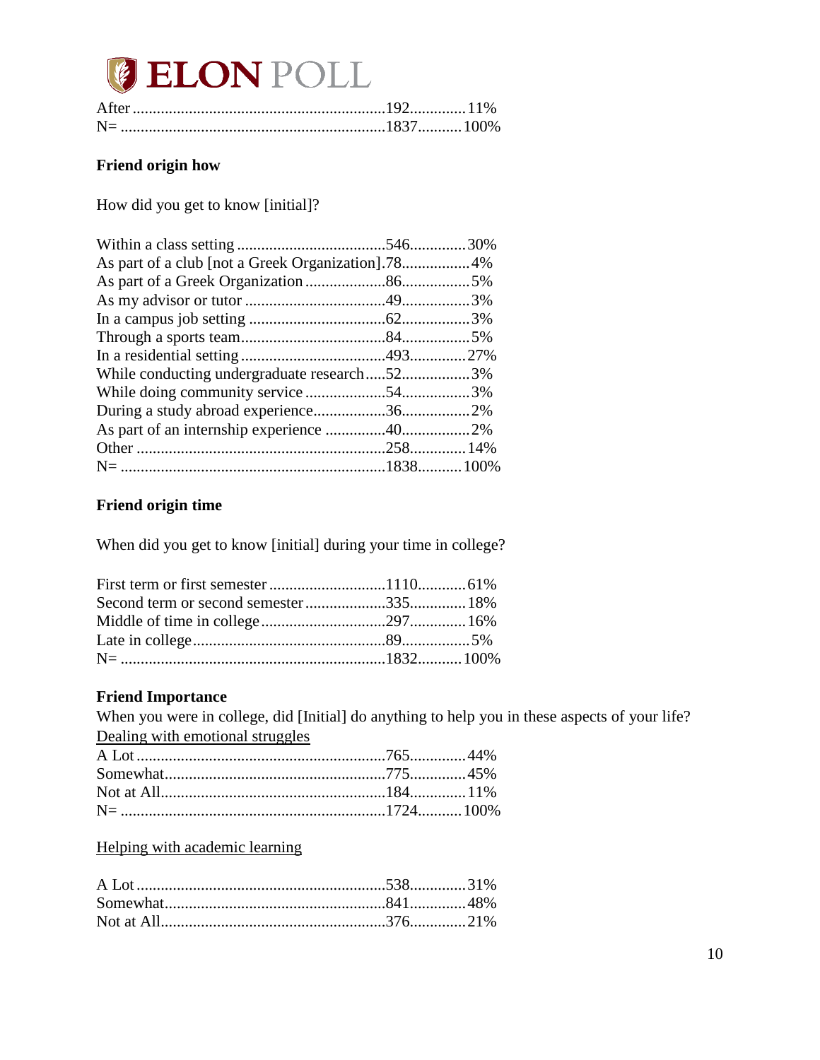| | | |
|---|---|---|
| After | 192 | 11% |
| N= | 1837 | 100% |

**Friend origin how**

How did you get to know [initial]?

| | | |
|---|---|---|
| Within a class setting | 546 | 30% |
| As part of a club [not a Greek Organization] | 78 | 4% |
| As part of a Greek Organization | 86 | 5% |
| As my advisor or tutor | 49 | 3% |
| In a campus job setting | 62 | 3% |
| Through a sports team | 84 | 5% |
| In a residential setting | 493 | 27% |
| While conducting undergraduate research | 52 | 3% |
| While doing community service | 54 | 3% |
| During a study abroad experience | 36 | 2% |
| As part of an internship experience | 40 | 2% |
| Other | 258 | 14% |
| N= | 1838 | 100% |

**Friend origin time**

When did you get to know [initial] during your time in college?

| | | |
|---|---|---|
| First term or first semester | 1110 | 61% |
| Second term or second semester | 335 | 18% |
| Middle of time in college | 297 | 16% |
| Late in college | 89 | 5% |
| N= | 1832 | 100% |

**Friend Importance**

When you were in college, did [Initial] do anything to help you in these aspects of your life?

Dealing with emotional struggles

| | | |
|---|---|---|
| A Lot | 765 | 44% |
| Somewhat | 775 | 45% |
| Not at All | 184 | 11% |
| N= | 1724 | 100% |

Helping with academic learning

| | | |
|---|---|---|
| A Lot | 538 | 31% |
| Somewhat | 841 | 48% |
| Not at All | 376 | 21% |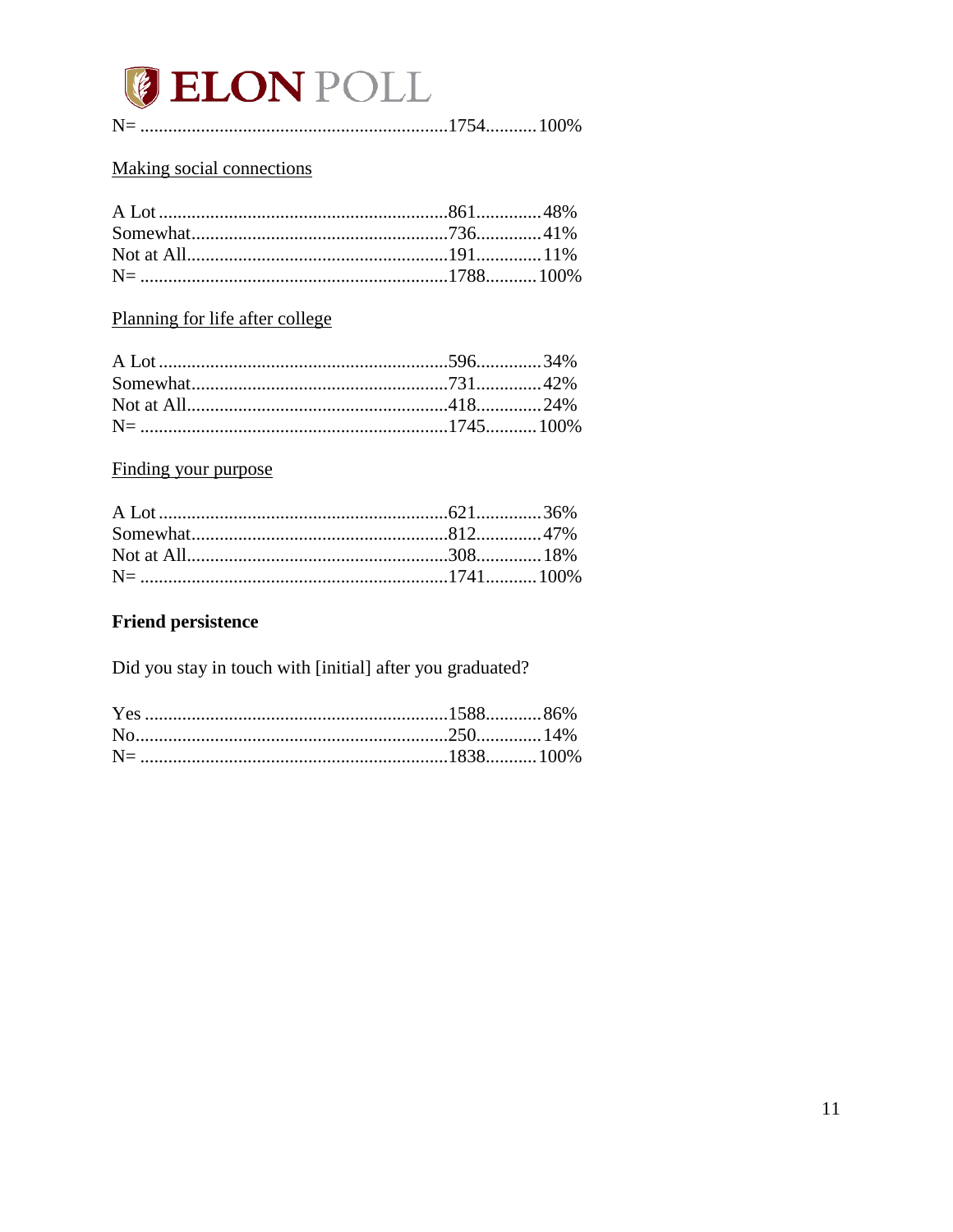N= ...................................................................1754...........100%

Making social connections

| | | |
|---|---|---|
| A Lot | 861 | 48% |
| Somewhat | 736 | 41% |
| Not at All | 191 | 11% |
| N= | 1788 | 100% |

Planning for life after college

| | | |
|---|---|---|
| A Lot | 596 | 34% |
| Somewhat | 731 | 42% |
| Not at All | 418 | 24% |
| N= | 1745 | 100% |

Finding your purpose

| | | |
|---|---|---|
| A Lot | 621 | 36% |
| Somewhat | 812 | 47% |
| Not at All | 308 | 18% |
| N= | 1741 | 100% |

**Friend persistence**

Did you stay in touch with [initial] after you graduated?

| | | |
|---|---|---|
| Yes | 1588 | 86% |
| No | 250 | 14% |
| N= | 1838 | 100% |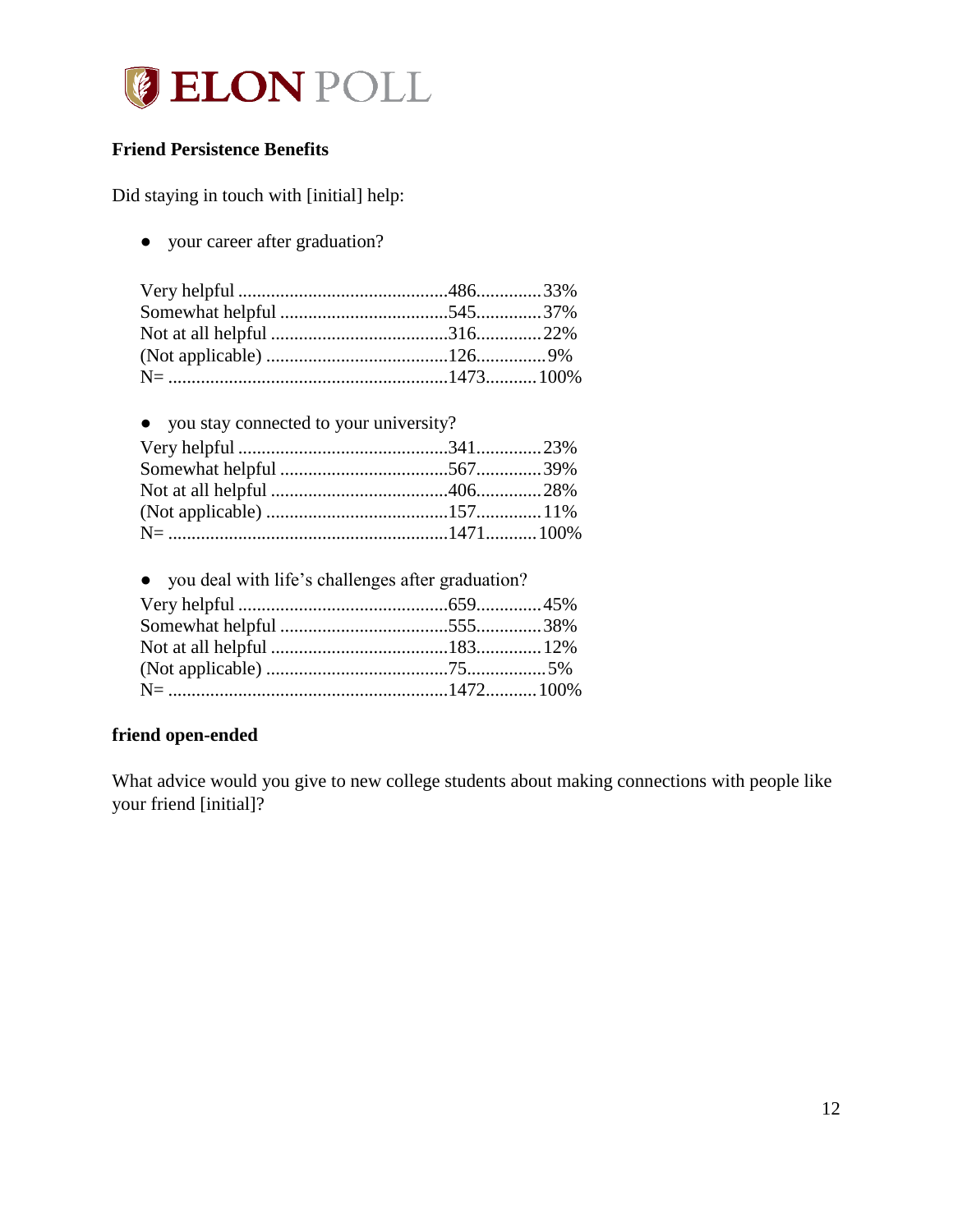**Friend Persistence Benefits**

Did staying in touch with [initial] help:

- your career after graduation?

| | | |
|---|---|---|
| Very helpful | 486 | 33% |
| Somewhat helpful | 545 | 37% |
| Not at all helpful | 316 | 22% |
| (Not applicable) | 126 | 9% |
| N= | 1473 | 100% |

- you stay connected to your university?

| | | |
|---|---|---|
| Very helpful | 341 | 23% |
| Somewhat helpful | 567 | 39% |
| Not at all helpful | 406 | 28% |
| (Not applicable) | 157 | 11% |
| N= | 1471 | 100% |

- you deal with life's challenges after graduation?

| | | |
|---|---|---|
| Very helpful | 659 | 45% |
| Somewhat helpful | 555 | 38% |
| Not at all helpful | 183 | 12% |
| (Not applicable) | 75 | 5% |
| N= | 1472 | 100% |

**friend open-ended**

What advice would you give to new college students about making connections with people like your friend [initial]?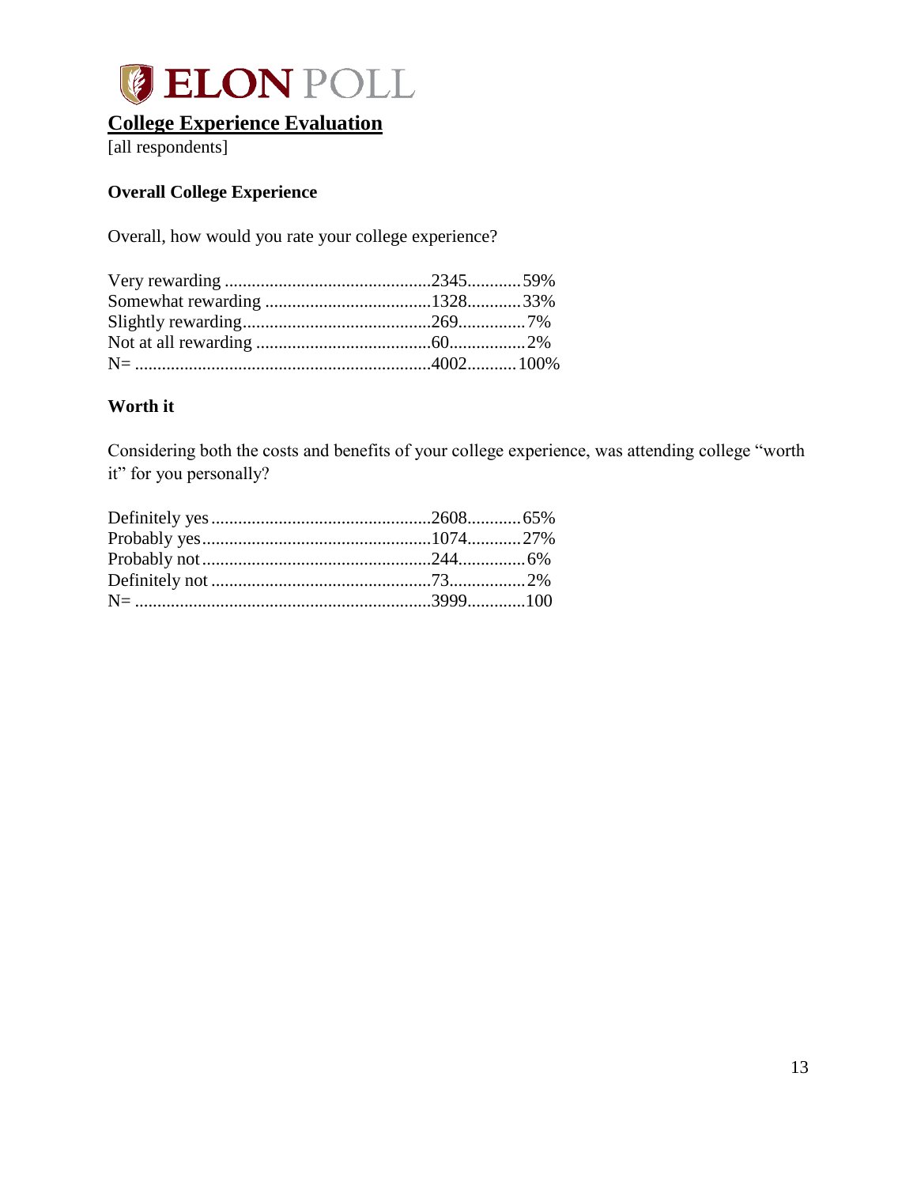# College Experience Evaluation

[all respondents]

### Overall College Experience

Overall, how would you rate your college experience?

| Response | N | % |
|---|---|---|
| Very rewarding | 2345 | 59% |
| Somewhat rewarding | 1328 | 33% |
| Slightly rewarding | 269 | 7% |
| Not at all rewarding | 60 | 2% |
| N= | 4002 | 100% |

### Worth it

Considering both the costs and benefits of your college experience, was attending college "worth it" for you personally?

| Response | N | % |
|---|---|---|
| Definitely yes | 2608 | 65% |
| Probably yes | 1074 | 27% |
| Probably not | 244 | 6% |
| Definitely not | 73 | 2% |
| N= | 3999 | 100 |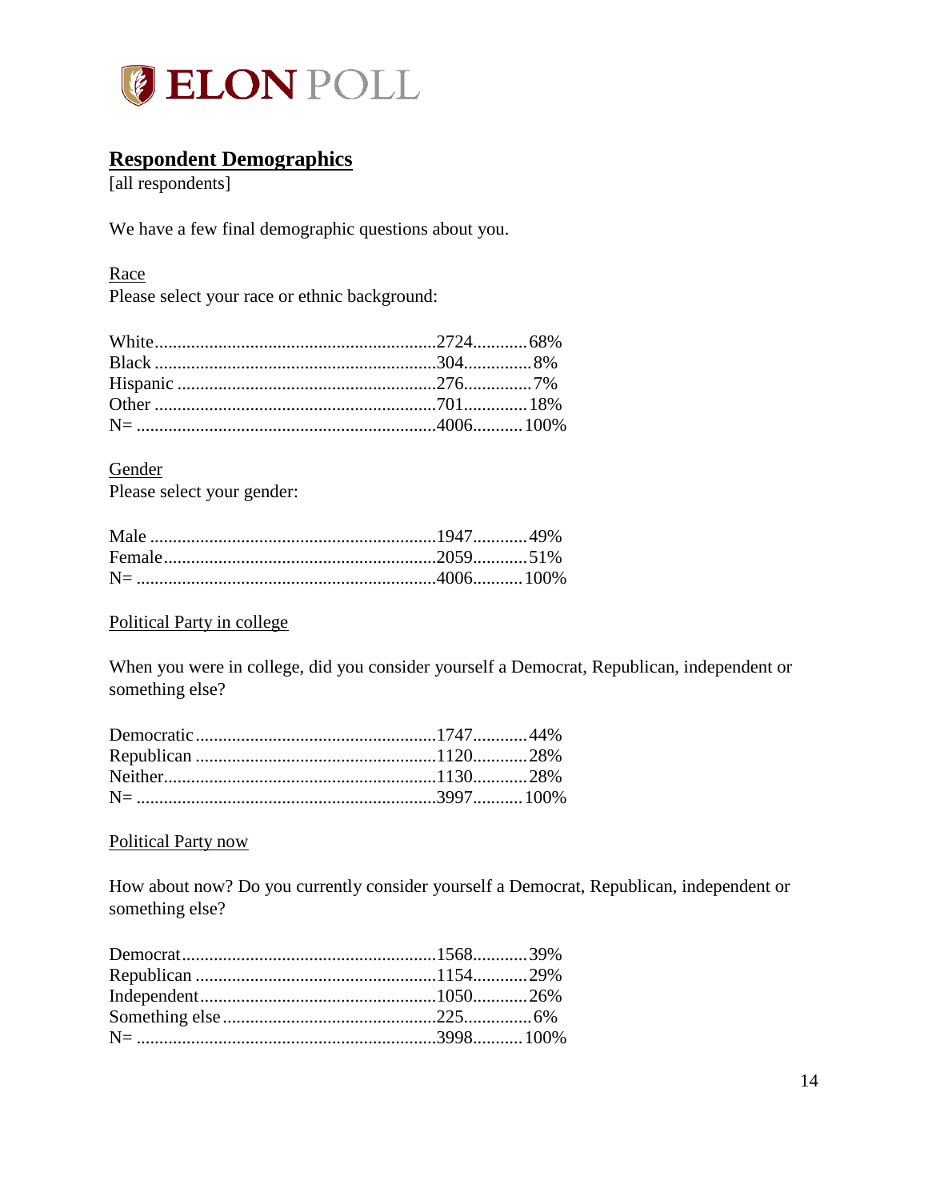## Respondent Demographics

[all respondents]

We have a few final demographic questions about you.

Race

Please select your race or ethnic background:

| | | |
|---|---|---|
| White | 2724 | 68% |
| Black | 304 | 8% |
| Hispanic | 276 | 7% |
| Other | 701 | 18% |
| N= | 4006 | 100% |

Gender

Please select your gender:

| | | |
|---|---|---|
| Male | 1947 | 49% |
| Female | 2059 | 51% |
| N= | 4006 | 100% |

Political Party in college

When you were in college, did you consider yourself a Democrat, Republican, independent or something else?

| | | |
|---|---|---|
| Democratic | 1747 | 44% |
| Republican | 1120 | 28% |
| Neither | 1130 | 28% |
| N= | 3997 | 100% |

Political Party now

How about now? Do you currently consider yourself a Democrat, Republican, independent or something else?

| | | |
|---|---|---|
| Democrat | 1568 | 39% |
| Republican | 1154 | 29% |
| Independent | 1050 | 26% |
| Something else | 225 | 6% |
| N= | 3998 | 100% |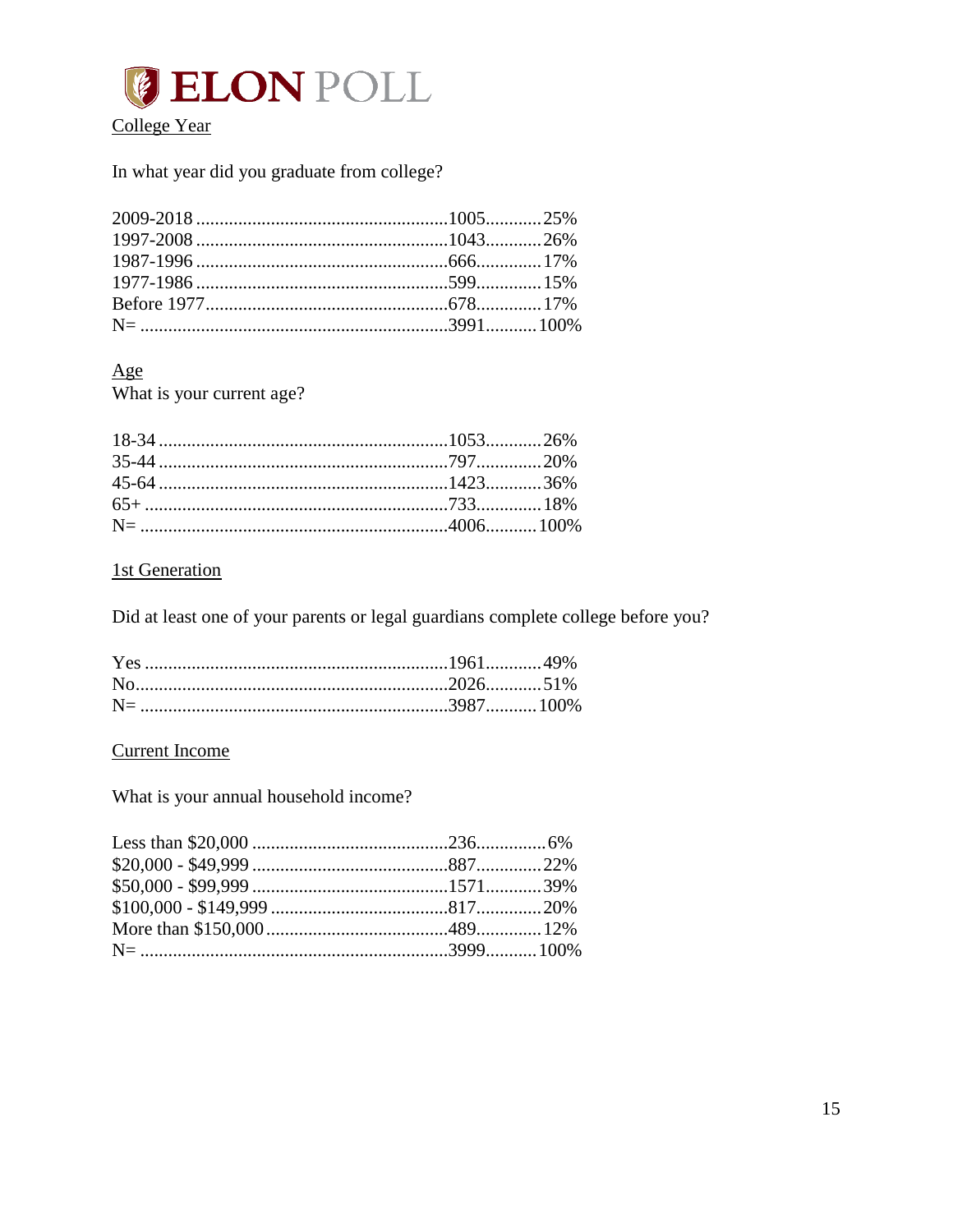## College Year

In what year did you graduate from college?

| | | |
|---|---|---|
| 2009-2018 | 1005 | 25% |
| 1997-2008 | 1043 | 26% |
| 1987-1996 | 666 | 17% |
| 1977-1986 | 599 | 15% |
| Before 1977 | 678 | 17% |
| N= | 3991 | 100% |

## Age

What is your current age?

| | | |
|---|---|---|
| 18-34 | 1053 | 26% |
| 35-44 | 797 | 20% |
| 45-64 | 1423 | 36% |
| 65+ | 733 | 18% |
| N= | 4006 | 100% |

## 1st Generation

Did at least one of your parents or legal guardians complete college before you?

| | | |
|---|---|---|
| Yes | 1961 | 49% |
| No | 2026 | 51% |
| N= | 3987 | 100% |

## Current Income

What is your annual household income?

| | | |
|---|---|---|
| Less than $20,000 | 236 | 6% |
| $20,000 - $49,999 | 887 | 22% |
| $50,000 - $99,999 | 1571 | 39% |
| $100,000 - $149,999 | 817 | 20% |
| More than $150,000 | 489 | 12% |
| N= | 3999 | 100% |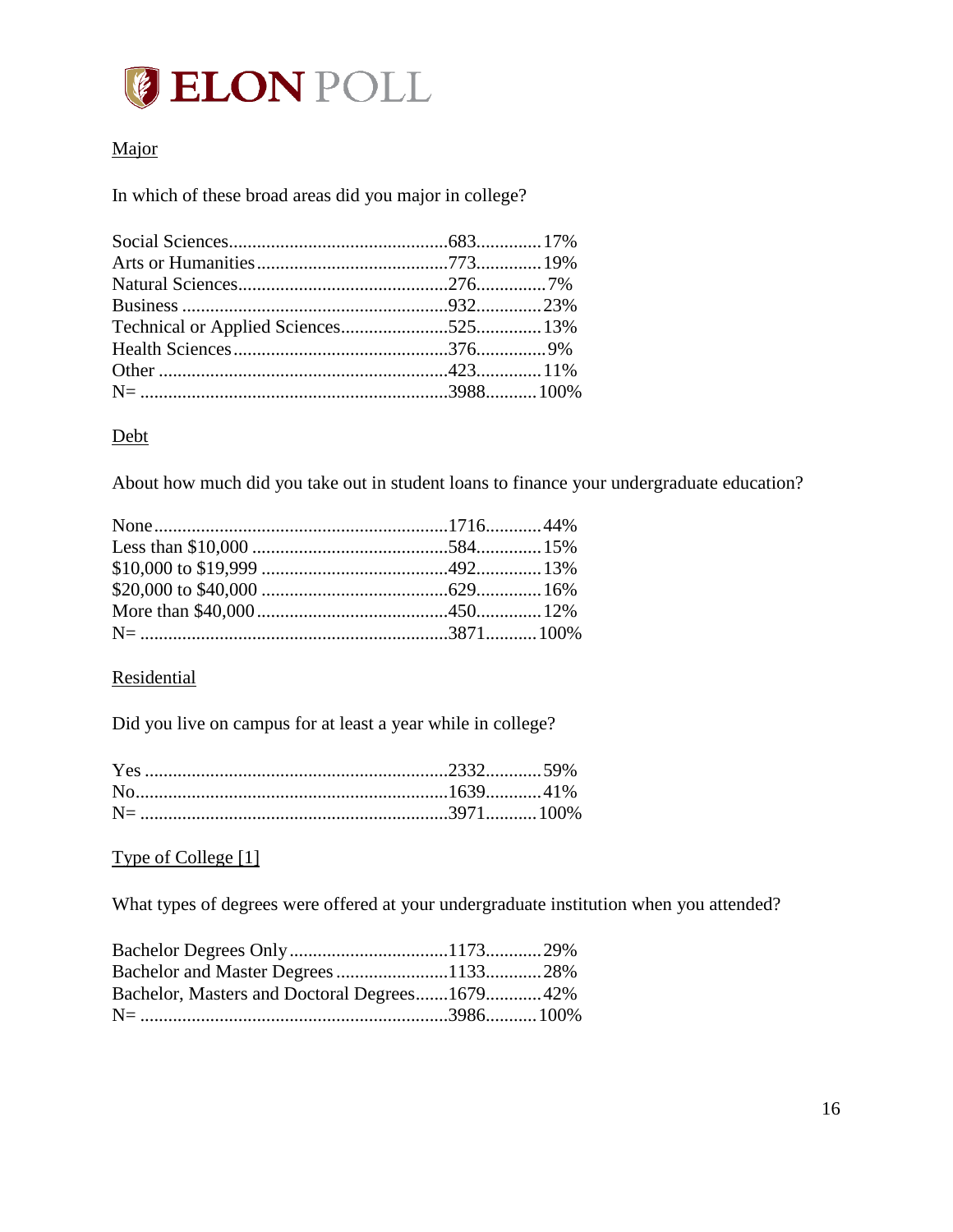Major

In which of these broad areas did you major in college?

| | | |
|---|---|---|
| Social Sciences | 683 | 17% |
| Arts or Humanities | 773 | 19% |
| Natural Sciences | 276 | 7% |
| Business | 932 | 23% |
| Technical or Applied Sciences | 525 | 13% |
| Health Sciences | 376 | 9% |
| Other | 423 | 11% |
| N= | 3988 | 100% |

Debt

About how much did you take out in student loans to finance your undergraduate education?

| | | |
|---|---|---|
| None | 1716 | 44% |
| Less than $10,000 | 584 | 15% |
| $10,000 to $19,999 | 492 | 13% |
| $20,000 to $40,000 | 629 | 16% |
| More than $40,000 | 450 | 12% |
| N= | 3871 | 100% |

Residential

Did you live on campus for at least a year while in college?

| | | |
|---|---|---|
| Yes | 2332 | 59% |
| No | 1639 | 41% |
| N= | 3971 | 100% |

Type of College [1]

What types of degrees were offered at your undergraduate institution when you attended?

| | | |
|---|---|---|
| Bachelor Degrees Only | 1173 | 29% |
| Bachelor and Master Degrees | 1133 | 28% |
| Bachelor, Masters and Doctoral Degrees | 1679 | 42% |
| N= | 3986 | 100% |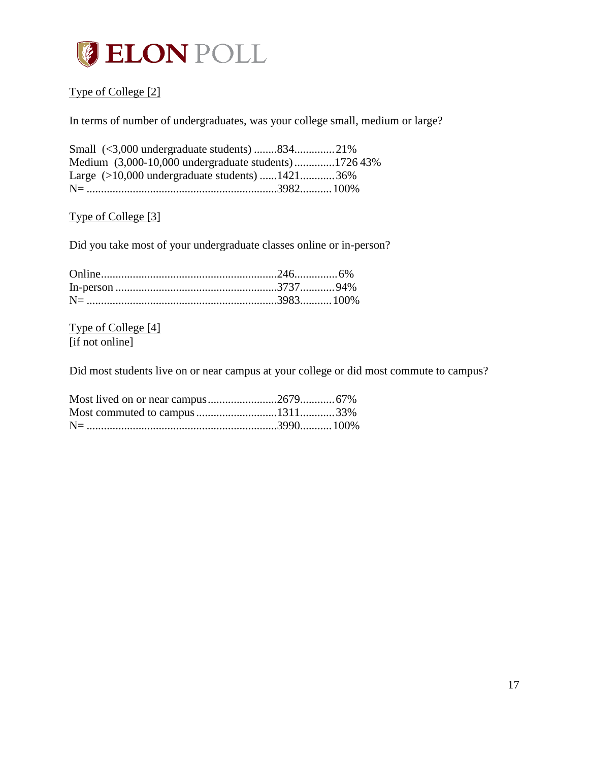Type of College [2]

In terms of number of undergraduates, was your college small, medium or large?

| | | |
|---|---|---|
| Small (<3,000 undergraduate students) | 834 | 21% |
| Medium (3,000-10,000 undergraduate students) | 1726 | 43% |
| Large (>10,000 undergraduate students) | 1421 | 36% |
| N= | 3982 | 100% |

Type of College [3]

Did you take most of your undergraduate classes online or in-person?

| | | |
|---|---|---|
| Online | 246 | 6% |
| In-person | 3737 | 94% |
| N= | 3983 | 100% |

Type of College [4]
[if not online]

Did most students live on or near campus at your college or did most commute to campus?

| | | |
|---|---|---|
| Most lived on or near campus | 2679 | 67% |
| Most commuted to campus | 1311 | 33% |
| N= | 3990 | 100% |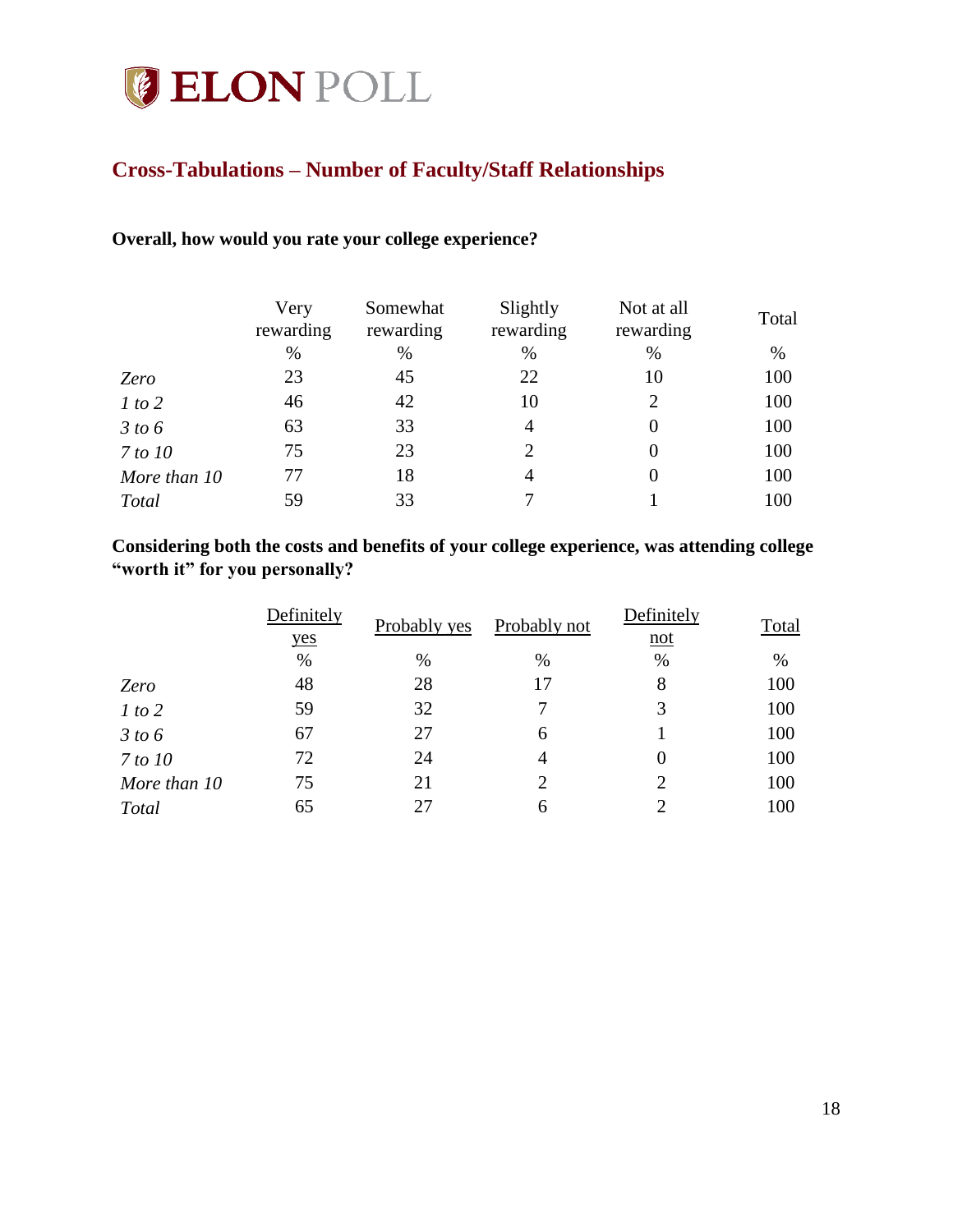## Cross-Tabulations – Number of Faculty/Staff Relationships

**Overall, how would you rate your college experience?**

| | Very rewarding | Somewhat rewarding | Slightly rewarding | Not at all rewarding | Total |
|---|---|---|---|---|---|
| | % | % | % | % | % |
| *Zero* | 23 | 45 | 22 | 10 | 100 |
| *1 to 2* | 46 | 42 | 10 | 2 | 100 |
| *3 to 6* | 63 | 33 | 4 | 0 | 100 |
| *7 to 10* | 75 | 23 | 2 | 0 | 100 |
| *More than 10* | 77 | 18 | 4 | 0 | 100 |
| *Total* | 59 | 33 | 7 | 1 | 100 |

**Considering both the costs and benefits of your college experience, was attending college "worth it" for you personally?**

| | Definitely yes | Probably yes | Probably not | Definitely not | Total |
|---|---|---|---|---|---|
| | % | % | % | % | % |
| *Zero* | 48 | 28 | 17 | 8 | 100 |
| *1 to 2* | 59 | 32 | 7 | 3 | 100 |
| *3 to 6* | 67 | 27 | 6 | 1 | 100 |
| *7 to 10* | 72 | 24 | 4 | 0 | 100 |
| *More than 10* | 75 | 21 | 2 | 2 | 100 |
| *Total* | 65 | 27 | 6 | 2 | 100 |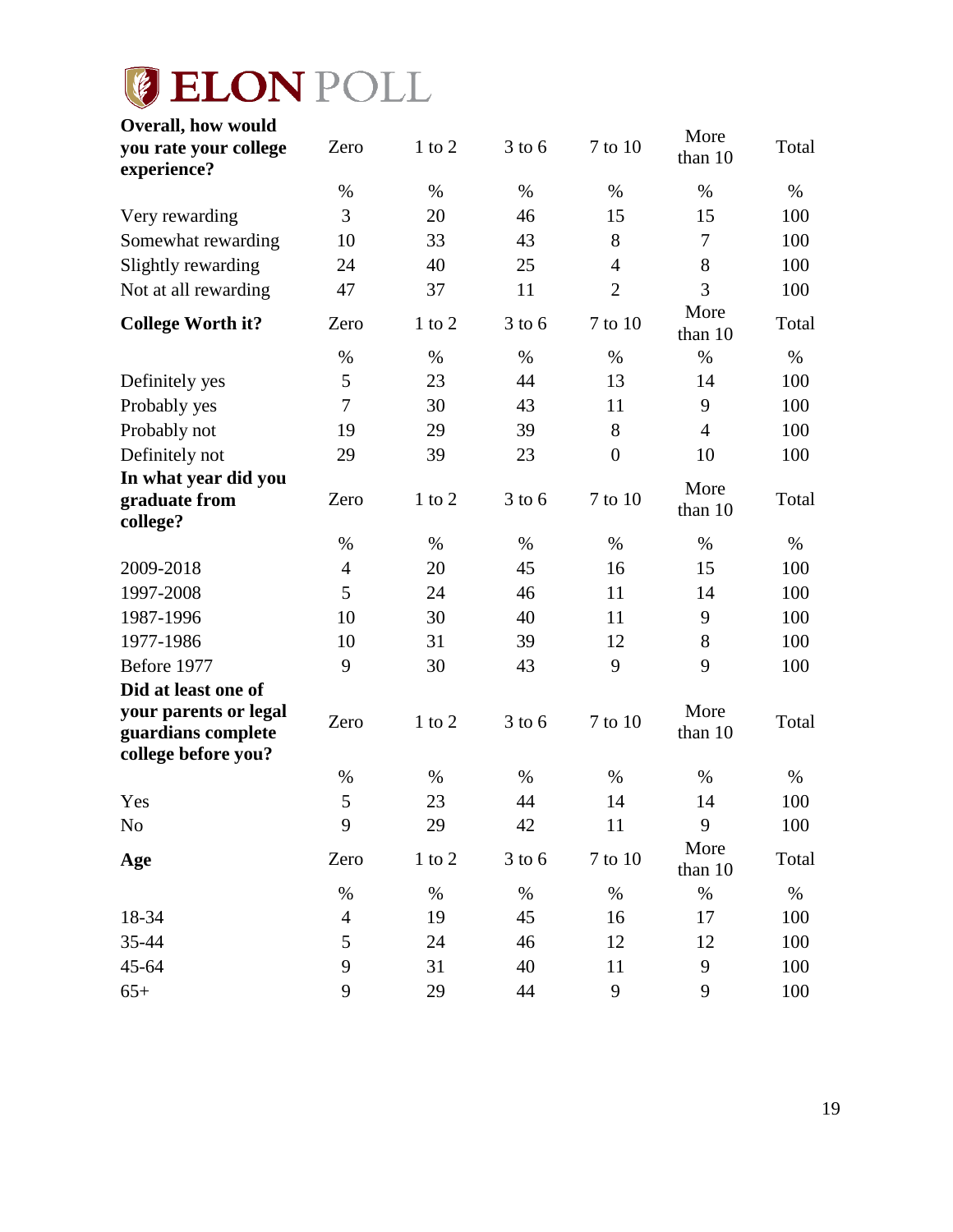| Overall, how would you rate your college experience? | Zero | 1 to 2 | 3 to 6 | 7 to 10 | More than 10 | Total |
|---|---|---|---|---|---|---|
| | % | % | % | % | % | % |
| Very rewarding | 3 | 20 | 46 | 15 | 15 | 100 |
| Somewhat rewarding | 10 | 33 | 43 | 8 | 7 | 100 |
| Slightly rewarding | 24 | 40 | 25 | 4 | 8 | 100 |
| Not at all rewarding | 47 | 37 | 11 | 2 | 3 | 100 |

| College Worth it? | Zero | 1 to 2 | 3 to 6 | 7 to 10 | More than 10 | Total |
|---|---|---|---|---|---|---|
| | % | % | % | % | % | % |
| Definitely yes | 5 | 23 | 44 | 13 | 14 | 100 |
| Probably yes | 7 | 30 | 43 | 11 | 9 | 100 |
| Probably not | 19 | 29 | 39 | 8 | 4 | 100 |
| Definitely not | 29 | 39 | 23 | 0 | 10 | 100 |

| In what year did you graduate from college? | Zero | 1 to 2 | 3 to 6 | 7 to 10 | More than 10 | Total |
|---|---|---|---|---|---|---|
| | % | % | % | % | % | % |
| 2009-2018 | 4 | 20 | 45 | 16 | 15 | 100 |
| 1997-2008 | 5 | 24 | 46 | 11 | 14 | 100 |
| 1987-1996 | 10 | 30 | 40 | 11 | 9 | 100 |
| 1977-1986 | 10 | 31 | 39 | 12 | 8 | 100 |
| Before 1977 | 9 | 30 | 43 | 9 | 9 | 100 |

| Did at least one of your parents or legal guardians complete college before you? | Zero | 1 to 2 | 3 to 6 | 7 to 10 | More than 10 | Total |
|---|---|---|---|---|---|---|
| | % | % | % | % | % | % |
| Yes | 5 | 23 | 44 | 14 | 14 | 100 |
| No | 9 | 29 | 42 | 11 | 9 | 100 |

| Age | Zero | 1 to 2 | 3 to 6 | 7 to 10 | More than 10 | Total |
|---|---|---|---|---|---|---|
| | % | % | % | % | % | % |
| 18-34 | 4 | 19 | 45 | 16 | 17 | 100 |
| 35-44 | 5 | 24 | 46 | 12 | 12 | 100 |
| 45-64 | 9 | 31 | 40 | 11 | 9 | 100 |
| 65+ | 9 | 29 | 44 | 9 | 9 | 100 |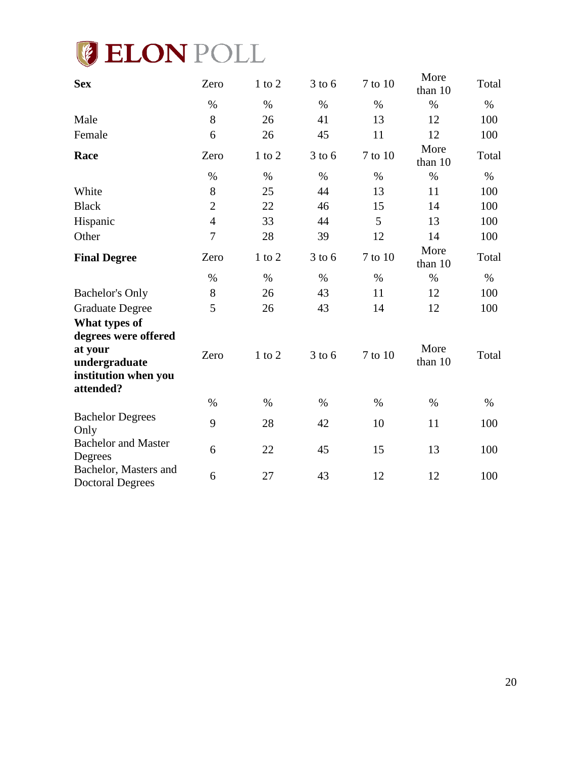| **Sex** | Zero | 1 to 2 | 3 to 6 | 7 to 10 | More than 10 | Total |
|---|---|---|---|---|---|---|
| | % | % | % | % | % | % |
| Male | 8 | 26 | 41 | 13 | 12 | 100 |
| Female | 6 | 26 | 45 | 11 | 12 | 100 |

| **Race** | Zero | 1 to 2 | 3 to 6 | 7 to 10 | More than 10 | Total |
|---|---|---|---|---|---|---|
| | % | % | % | % | % | % |
| White | 8 | 25 | 44 | 13 | 11 | 100 |
| Black | 2 | 22 | 46 | 15 | 14 | 100 |
| Hispanic | 4 | 33 | 44 | 5 | 13 | 100 |
| Other | 7 | 28 | 39 | 12 | 14 | 100 |

| **Final Degree** | Zero | 1 to 2 | 3 to 6 | 7 to 10 | More than 10 | Total |
|---|---|---|---|---|---|---|
| | % | % | % | % | % | % |
| Bachelor's Only | 8 | 26 | 43 | 11 | 12 | 100 |
| Graduate Degree | 5 | 26 | 43 | 14 | 12 | 100 |

| **What types of degrees were offered at your undergraduate institution when you attended?** | Zero | 1 to 2 | 3 to 6 | 7 to 10 | More than 10 | Total |
|---|---|---|---|---|---|---|
| | % | % | % | % | % | % |
| Bachelor Degrees Only | 9 | 28 | 42 | 10 | 11 | 100 |
| Bachelor and Master Degrees | 6 | 22 | 45 | 15 | 13 | 100 |
| Bachelor, Masters and Doctoral Degrees | 6 | 27 | 43 | 12 | 12 | 100 |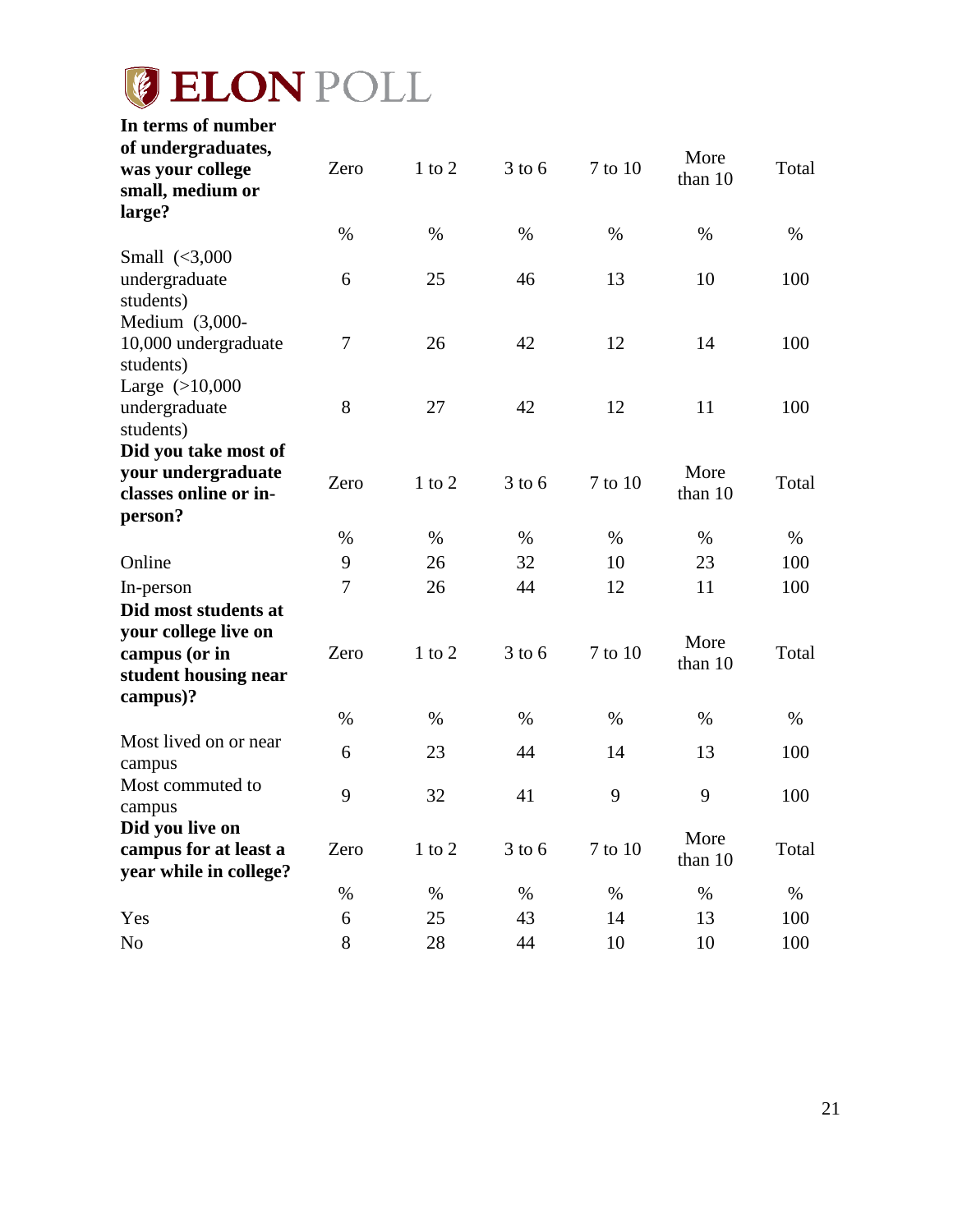# ELON POLL

| In terms of number of undergraduates, was your college small, medium or large? | Zero | 1 to 2 | 3 to 6 | 7 to 10 | More than 10 | Total |
|---|---|---|---|---|---|---|
| | % | % | % | % | % | % |
| Small (<3,000 undergraduate students) | 6 | 25 | 46 | 13 | 10 | 100 |
| Medium (3,000-10,000 undergraduate students) | 7 | 26 | 42 | 12 | 14 | 100 |
| Large (>10,000 undergraduate students) | 8 | 27 | 42 | 12 | 11 | 100 |

| Did you take most of your undergraduate classes online or in-person? | Zero | 1 to 2 | 3 to 6 | 7 to 10 | More than 10 | Total |
|---|---|---|---|---|---|---|
| | % | % | % | % | % | % |
| Online | 9 | 26 | 32 | 10 | 23 | 100 |
| In-person | 7 | 26 | 44 | 12 | 11 | 100 |

| Did most students at your college live on campus (or in student housing near campus)? | Zero | 1 to 2 | 3 to 6 | 7 to 10 | More than 10 | Total |
|---|---|---|---|---|---|---|
| | % | % | % | % | % | % |
| Most lived on or near campus | 6 | 23 | 44 | 14 | 13 | 100 |
| Most commuted to campus | 9 | 32 | 41 | 9 | 9 | 100 |

| Did you live on campus for at least a year while in college? | Zero | 1 to 2 | 3 to 6 | 7 to 10 | More than 10 | Total |
|---|---|---|---|---|---|---|
| | % | % | % | % | % | % |
| Yes | 6 | 25 | 43 | 14 | 13 | 100 |
| No | 8 | 28 | 44 | 10 | 10 | 100 |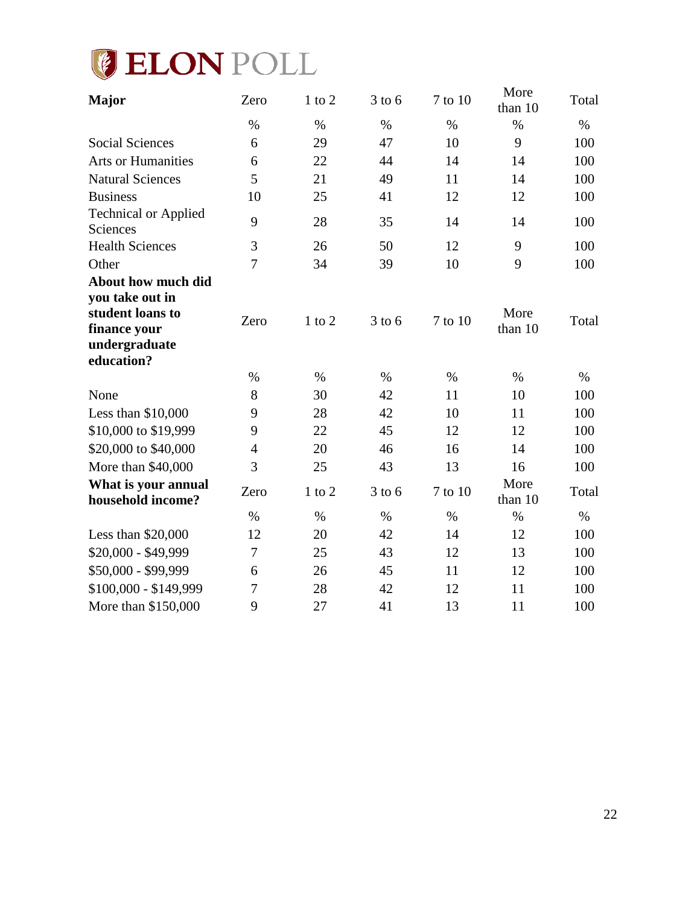| Major | Zero | 1 to 2 | 3 to 6 | 7 to 10 | More than 10 | Total |
|---|---|---|---|---|---|---|
| | % | % | % | % | % | % |
| Social Sciences | 6 | 29 | 47 | 10 | 9 | 100 |
| Arts or Humanities | 6 | 22 | 44 | 14 | 14 | 100 |
| Natural Sciences | 5 | 21 | 49 | 11 | 14 | 100 |
| Business | 10 | 25 | 41 | 12 | 12 | 100 |
| Technical or Applied Sciences | 9 | 28 | 35 | 14 | 14 | 100 |
| Health Sciences | 3 | 26 | 50 | 12 | 9 | 100 |
| Other | 7 | 34 | 39 | 10 | 9 | 100 |
| **About how much did you take out in student loans to finance your undergraduate education?** | Zero | 1 to 2 | 3 to 6 | 7 to 10 | More than 10 | Total |
| | % | % | % | % | % | % |
| None | 8 | 30 | 42 | 11 | 10 | 100 |
| Less than $10,000 | 9 | 28 | 42 | 10 | 11 | 100 |
| $10,000 to $19,999 | 9 | 22 | 45 | 12 | 12 | 100 |
| $20,000 to $40,000 | 4 | 20 | 46 | 16 | 14 | 100 |
| More than $40,000 | 3 | 25 | 43 | 13 | 16 | 100 |
| **What is your annual household income?** | Zero | 1 to 2 | 3 to 6 | 7 to 10 | More than 10 | Total |
| | % | % | % | % | % | % |
| Less than $20,000 | 12 | 20 | 42 | 14 | 12 | 100 |
| $20,000 - $49,999 | 7 | 25 | 43 | 12 | 13 | 100 |
| $50,000 - $99,999 | 6 | 26 | 45 | 11 | 12 | 100 |
| $100,000 - $149,999 | 7 | 28 | 42 | 12 | 11 | 100 |
| More than $150,000 | 9 | 27 | 41 | 13 | 11 | 100 |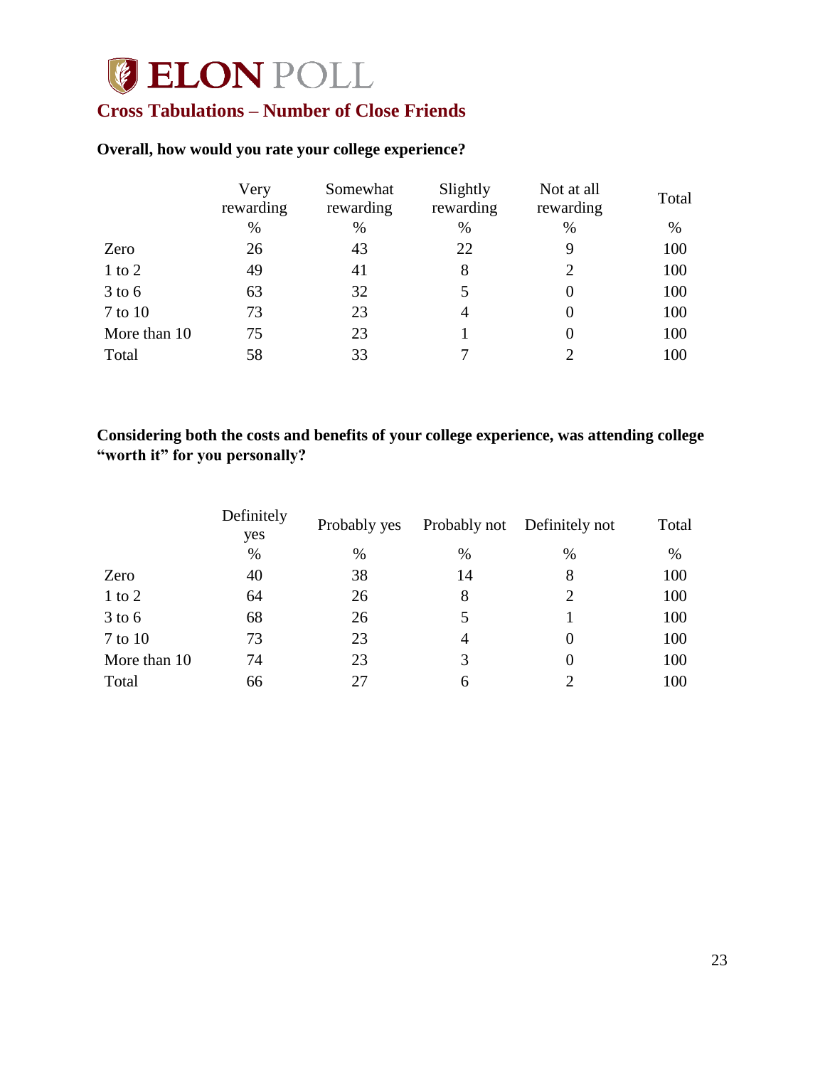# ELON POLL

## Cross Tabulations – Number of Close Friends

**Overall, how would you rate your college experience?**

| | Very rewarding | Somewhat rewarding | Slightly rewarding | Not at all rewarding | Total |
|---|---|---|---|---|---|
| | % | % | % | % | % |
| Zero | 26 | 43 | 22 | 9 | 100 |
| 1 to 2 | 49 | 41 | 8 | 2 | 100 |
| 3 to 6 | 63 | 32 | 5 | 0 | 100 |
| 7 to 10 | 73 | 23 | 4 | 0 | 100 |
| More than 10 | 75 | 23 | 1 | 0 | 100 |
| Total | 58 | 33 | 7 | 2 | 100 |

**Considering both the costs and benefits of your college experience, was attending college "worth it" for you personally?**

| | Definitely yes | Probably yes | Probably not | Definitely not | Total |
|---|---|---|---|---|---|
| | % | % | % | % | % |
| Zero | 40 | 38 | 14 | 8 | 100 |
| 1 to 2 | 64 | 26 | 8 | 2 | 100 |
| 3 to 6 | 68 | 26 | 5 | 1 | 100 |
| 7 to 10 | 73 | 23 | 4 | 0 | 100 |
| More than 10 | 74 | 23 | 3 | 0 | 100 |
| Total | 66 | 27 | 6 | 2 | 100 |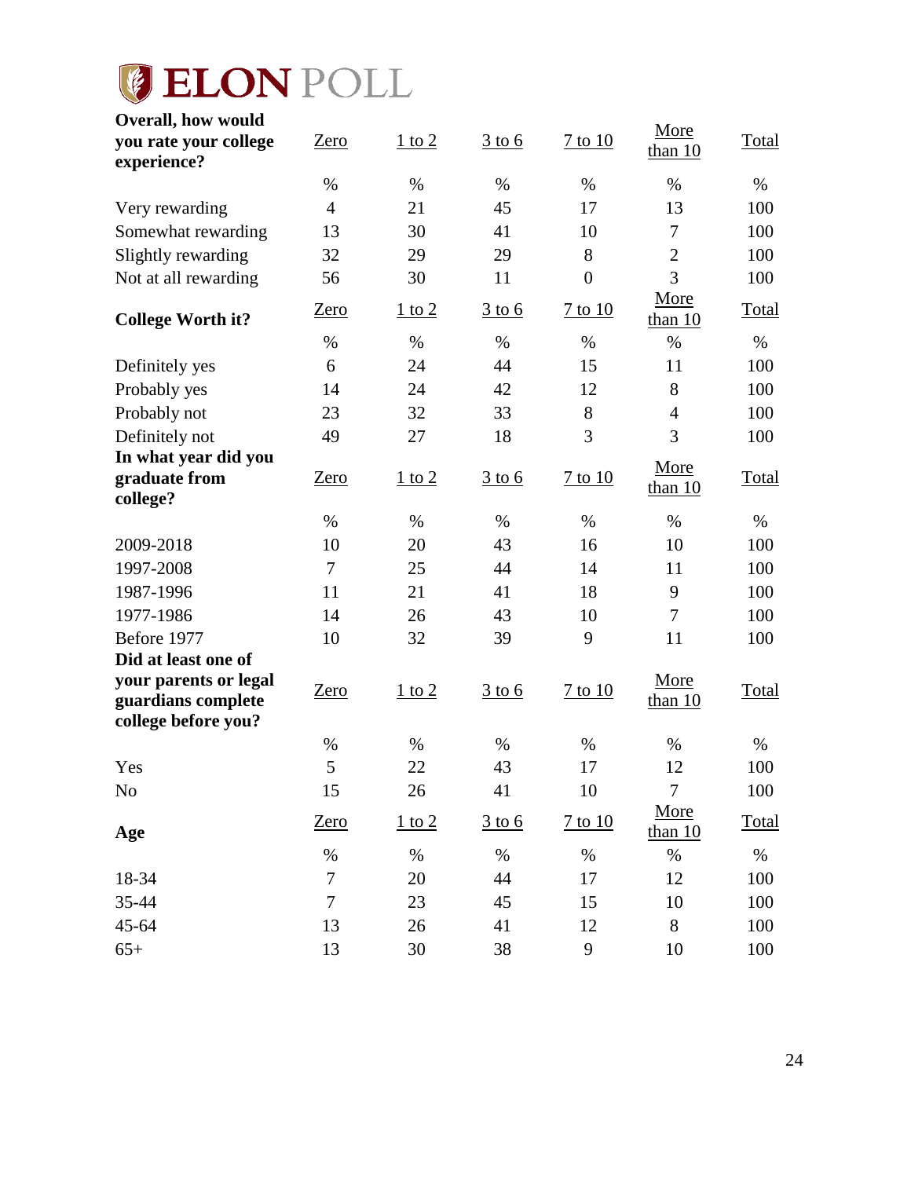# ELON POLL

| Overall, how would you rate your college experience? | Zero | 1 to 2 | 3 to 6 | 7 to 10 | More than 10 | Total |
|---|---|---|---|---|---|---|
| | % | % | % | % | % | % |
| Very rewarding | 4 | 21 | 45 | 17 | 13 | 100 |
| Somewhat rewarding | 13 | 30 | 41 | 10 | 7 | 100 |
| Slightly rewarding | 32 | 29 | 29 | 8 | 2 | 100 |
| Not at all rewarding | 56 | 30 | 11 | 0 | 3 | 100 |

| College Worth it? | Zero | 1 to 2 | 3 to 6 | 7 to 10 | More than 10 | Total |
|---|---|---|---|---|---|---|
| | % | % | % | % | % | % |
| Definitely yes | 6 | 24 | 44 | 15 | 11 | 100 |
| Probably yes | 14 | 24 | 42 | 12 | 8 | 100 |
| Probably not | 23 | 32 | 33 | 8 | 4 | 100 |
| Definitely not | 49 | 27 | 18 | 3 | 3 | 100 |

| In what year did you graduate from college? | Zero | 1 to 2 | 3 to 6 | 7 to 10 | More than 10 | Total |
|---|---|---|---|---|---|---|
| | % | % | % | % | % | % |
| 2009-2018 | 10 | 20 | 43 | 16 | 10 | 100 |
| 1997-2008 | 7 | 25 | 44 | 14 | 11 | 100 |
| 1987-1996 | 11 | 21 | 41 | 18 | 9 | 100 |
| 1977-1986 | 14 | 26 | 43 | 10 | 7 | 100 |
| Before 1977 | 10 | 32 | 39 | 9 | 11 | 100 |

| Did at least one of your parents or legal guardians complete college before you? | Zero | 1 to 2 | 3 to 6 | 7 to 10 | More than 10 | Total |
|---|---|---|---|---|---|---|
| | % | % | % | % | % | % |
| Yes | 5 | 22 | 43 | 17 | 12 | 100 |
| No | 15 | 26 | 41 | 10 | 7 | 100 |

| Age | Zero | 1 to 2 | 3 to 6 | 7 to 10 | More than 10 | Total |
|---|---|---|---|---|---|---|
| | % | % | % | % | % | % |
| 18-34 | 7 | 20 | 44 | 17 | 12 | 100 |
| 35-44 | 7 | 23 | 45 | 15 | 10 | 100 |
| 45-64 | 13 | 26 | 41 | 12 | 8 | 100 |
| 65+ | 13 | 30 | 38 | 9 | 10 | 100 |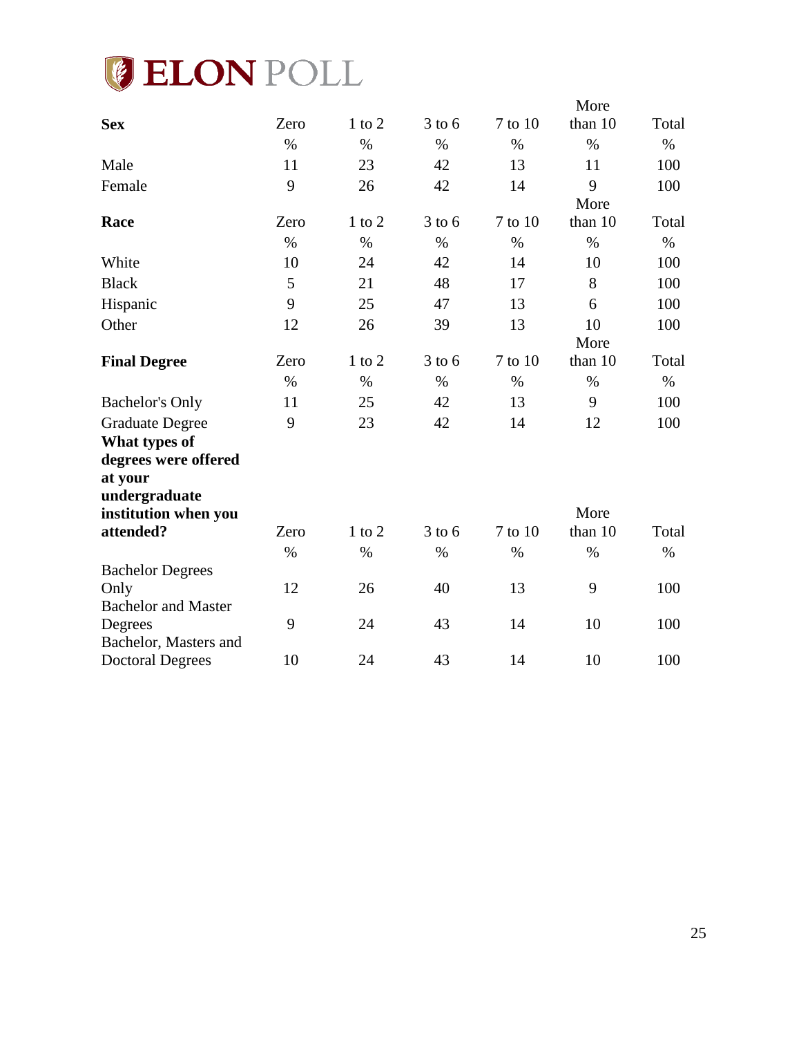| Sex | Zero | 1 to 2 | 3 to 6 | 7 to 10 | More than 10 | Total |
|---|---|---|---|---|---|---|
| | % | % | % | % | % | % |
| Male | 11 | 23 | 42 | 13 | 11 | 100 |
| Female | 9 | 26 | 42 | 14 | 9 | 100 |

| Race | Zero | 1 to 2 | 3 to 6 | 7 to 10 | More than 10 | Total |
|---|---|---|---|---|---|---|
| | % | % | % | % | % | % |
| White | 10 | 24 | 42 | 14 | 10 | 100 |
| Black | 5 | 21 | 48 | 17 | 8 | 100 |
| Hispanic | 9 | 25 | 47 | 13 | 6 | 100 |
| Other | 12 | 26 | 39 | 13 | 10 | 100 |

| Final Degree | Zero | 1 to 2 | 3 to 6 | 7 to 10 | More than 10 | Total |
|---|---|---|---|---|---|---|
| | % | % | % | % | % | % |
| Bachelor's Only | 11 | 25 | 42 | 13 | 9 | 100 |
| Graduate Degree | 9 | 23 | 42 | 14 | 12 | 100 |

| What types of degrees were offered at your undergraduate institution when you attended? | Zero | 1 to 2 | 3 to 6 | 7 to 10 | More than 10 | Total |
|---|---|---|---|---|---|---|
| | % | % | % | % | % | % |
| Bachelor Degrees Only | 12 | 26 | 40 | 13 | 9 | 100 |
| Bachelor and Master Degrees | 9 | 24 | 43 | 14 | 10 | 100 |
| Bachelor, Masters and Doctoral Degrees | 10 | 24 | 43 | 14 | 10 | 100 |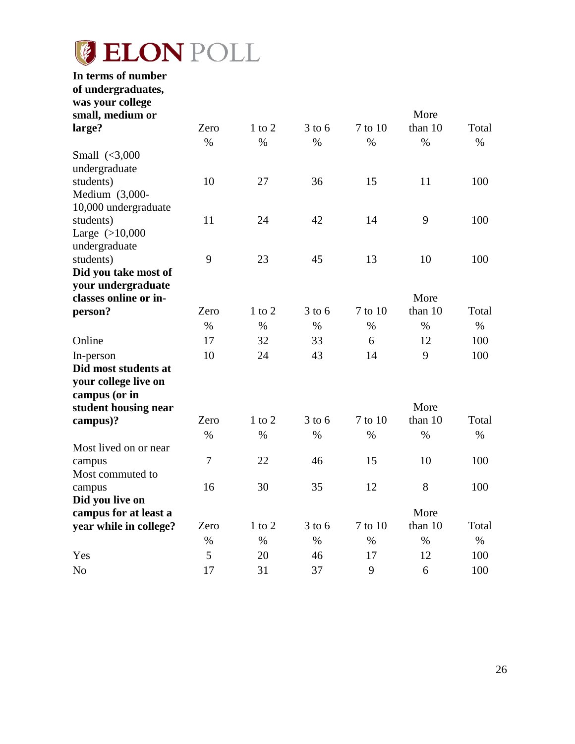# ELON POLL

| In terms of number of undergraduates, was your college small, medium or large? | Zero | 1 to 2 | 3 to 6 | 7 to 10 | More than 10 | Total |
|---|---|---|---|---|---|---|
| | % | % | % | % | % | % |
| Small (<3,000 undergraduate students) | 10 | 27 | 36 | 15 | 11 | 100 |
| Medium (3,000-10,000 undergraduate students) | 11 | 24 | 42 | 14 | 9 | 100 |
| Large (>10,000 undergraduate students) | 9 | 23 | 45 | 13 | 10 | 100 |

| Did you take most of your undergraduate classes online or in-person? | Zero | 1 to 2 | 3 to 6 | 7 to 10 | More than 10 | Total |
|---|---|---|---|---|---|---|
| | % | % | % | % | % | % |
| Online | 17 | 32 | 33 | 6 | 12 | 100 |
| In-person | 10 | 24 | 43 | 14 | 9 | 100 |

| Did most students at your college live on campus (or in student housing near campus)? | Zero | 1 to 2 | 3 to 6 | 7 to 10 | More than 10 | Total |
|---|---|---|---|---|---|---|
| | % | % | % | % | % | % |
| Most lived on or near campus | 7 | 22 | 46 | 15 | 10 | 100 |
| Most commuted to campus | 16 | 30 | 35 | 12 | 8 | 100 |

| Did you live on campus for at least a year while in college? | Zero | 1 to 2 | 3 to 6 | 7 to 10 | More than 10 | Total |
|---|---|---|---|---|---|---|
| | % | % | % | % | % | % |
| Yes | 5 | 20 | 46 | 17 | 12 | 100 |
| No | 17 | 31 | 37 | 9 | 6 | 100 |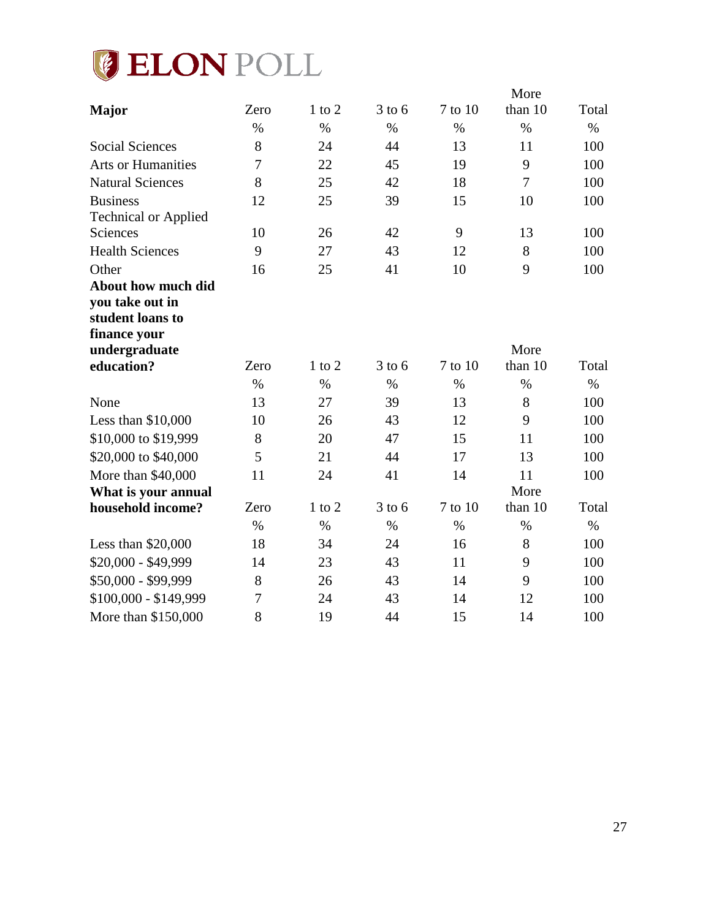| **Major** | Zero | 1 to 2 | 3 to 6 | 7 to 10 | More than 10 | Total |
|---|---|---|---|---|---|---|
| | % | % | % | % | % | % |
| Social Sciences | 8 | 24 | 44 | 13 | 11 | 100 |
| Arts or Humanities | 7 | 22 | 45 | 19 | 9 | 100 |
| Natural Sciences | 8 | 25 | 42 | 18 | 7 | 100 |
| Business | 12 | 25 | 39 | 15 | 10 | 100 |
| Technical or Applied Sciences | 10 | 26 | 42 | 9 | 13 | 100 |
| Health Sciences | 9 | 27 | 43 | 12 | 8 | 100 |
| Other | 16 | 25 | 41 | 10 | 9 | 100 |
| **About how much did you take out in student loans to finance your undergraduate education?** | Zero | 1 to 2 | 3 to 6 | 7 to 10 | More than 10 | Total |
| | % | % | % | % | % | % |
| None | 13 | 27 | 39 | 13 | 8 | 100 |
| Less than $10,000 | 10 | 26 | 43 | 12 | 9 | 100 |
| $10,000 to $19,999 | 8 | 20 | 47 | 15 | 11 | 100 |
| $20,000 to $40,000 | 5 | 21 | 44 | 17 | 13 | 100 |
| More than $40,000 | 11 | 24 | 41 | 14 | 11 | 100 |
| **What is your annual household income?** | Zero | 1 to 2 | 3 to 6 | 7 to 10 | More than 10 | Total |
| | % | % | % | % | % | % |
| Less than $20,000 | 18 | 34 | 24 | 16 | 8 | 100 |
| $20,000 - $49,999 | 14 | 23 | 43 | 11 | 9 | 100 |
| $50,000 - $99,999 | 8 | 26 | 43 | 14 | 9 | 100 |
| $100,000 - $149,999 | 7 | 24 | 43 | 14 | 12 | 100 |
| More than $150,000 | 8 | 19 | 44 | 15 | 14 | 100 |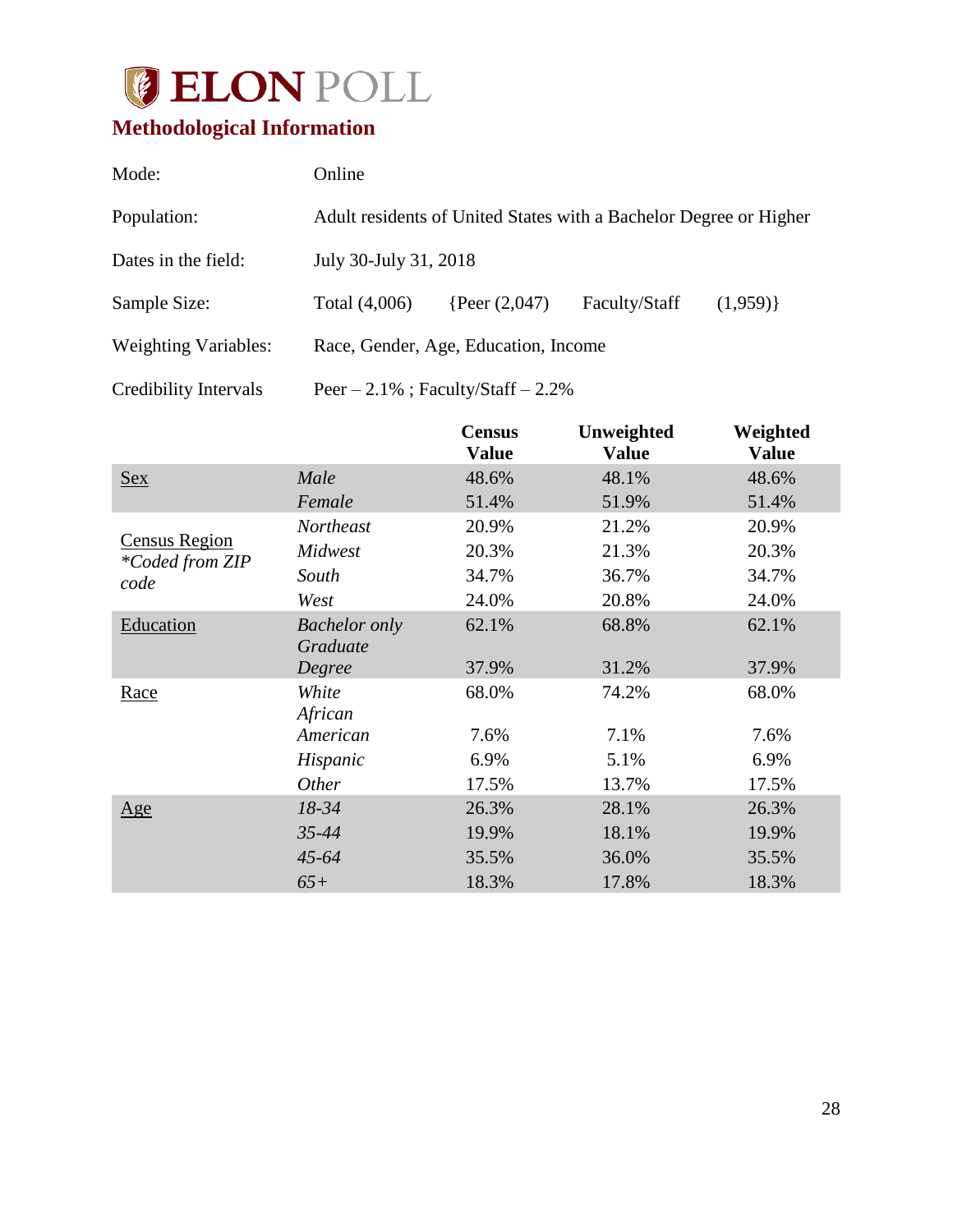# ELON POLL

## Methodological Information

| | |
|---|---|
| Mode: | Online |
| Population: | Adult residents of United States with a Bachelor Degree or Higher |
| Dates in the field: | July 30-July 31, 2018 |
| Sample Size: | Total (4,006) {Peer (2,047) Faculty/Staff (1,959)} |
| Weighting Variables: | Race, Gender, Age, Education, Income |
| Credibility Intervals | Peer – 2.1% ; Faculty/Staff – 2.2% |

| | | Census Value | Unweighted Value | Weighted Value |
|---|---|---|---|---|
| Sex | *Male* | 48.6% | 48.1% | 48.6% |
| | *Female* | 51.4% | 51.9% | 51.4% |
| Census Region *\*Coded from ZIP code* | *Northeast* | 20.9% | 21.2% | 20.9% |
| | *Midwest* | 20.3% | 21.3% | 20.3% |
| | *South* | 34.7% | 36.7% | 34.7% |
| | *West* | 24.0% | 20.8% | 24.0% |
| Education | *Bachelor only* | 62.1% | 68.8% | 62.1% |
| | *Graduate Degree* | 37.9% | 31.2% | 37.9% |
| Race | *White* | 68.0% | 74.2% | 68.0% |
| | *African American* | 7.6% | 7.1% | 7.6% |
| | *Hispanic* | 6.9% | 5.1% | 6.9% |
| | *Other* | 17.5% | 13.7% | 17.5% |
| Age | *18-34* | 26.3% | 28.1% | 26.3% |
| | *35-44* | 19.9% | 18.1% | 19.9% |
| | *45-64* | 35.5% | 36.0% | 35.5% |
| | *65+* | 18.3% | 17.8% | 18.3% |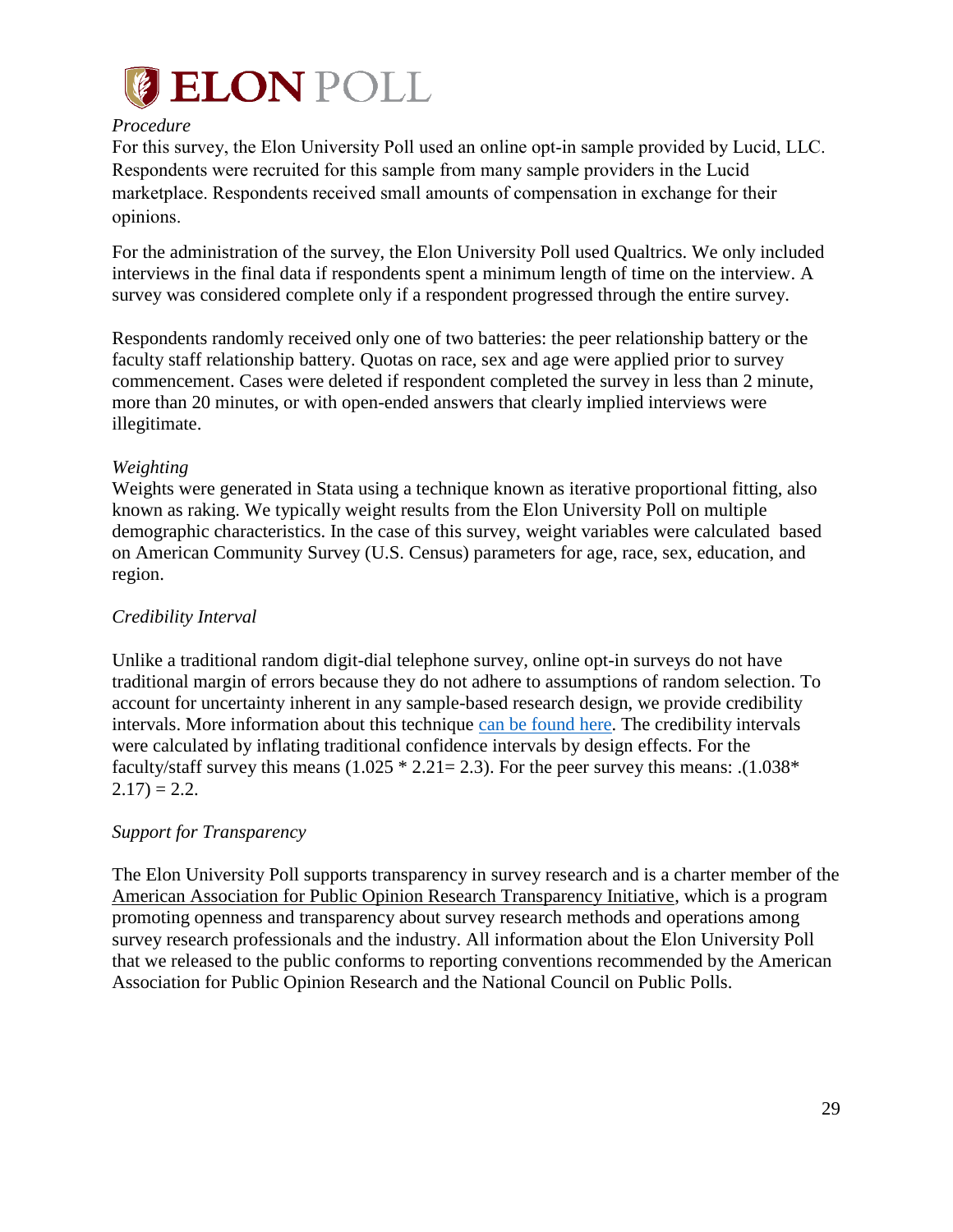*Procedure*

For this survey, the Elon University Poll used an online opt-in sample provided by Lucid, LLC. Respondents were recruited for this sample from many sample providers in the Lucid marketplace. Respondents received small amounts of compensation in exchange for their opinions.

For the administration of the survey, the Elon University Poll used Qualtrics. We only included interviews in the final data if respondents spent a minimum length of time on the interview. A survey was considered complete only if a respondent progressed through the entire survey.

Respondents randomly received only one of two batteries: the peer relationship battery or the faculty staff relationship battery. Quotas on race, sex and age were applied prior to survey commencement. Cases were deleted if respondent completed the survey in less than 2 minute, more than 20 minutes, or with open-ended answers that clearly implied interviews were illegitimate.

*Weighting*

Weights were generated in Stata using a technique known as iterative proportional fitting, also known as raking. We typically weight results from the Elon University Poll on multiple demographic characteristics. In the case of this survey, weight variables were calculated based on American Community Survey (U.S. Census) parameters for age, race, sex, education, and region.

*Credibility Interval*

Unlike a traditional random digit-dial telephone survey, online opt-in surveys do not have traditional margin of errors because they do not adhere to assumptions of random selection. To account for uncertainty inherent in any sample-based research design, we provide credibility intervals. More information about this technique can be found here. The credibility intervals were calculated by inflating traditional confidence intervals by design effects. For the faculty/staff survey this means (1.025 * 2.21= 2.3). For the peer survey this means: .(1.038* 2.17) = 2.2.

*Support for Transparency*

The Elon University Poll supports transparency in survey research and is a charter member of the American Association for Public Opinion Research Transparency Initiative, which is a program promoting openness and transparency about survey research methods and operations among survey research professionals and the industry. All information about the Elon University Poll that we released to the public conforms to reporting conventions recommended by the American Association for Public Opinion Research and the National Council on Public Polls.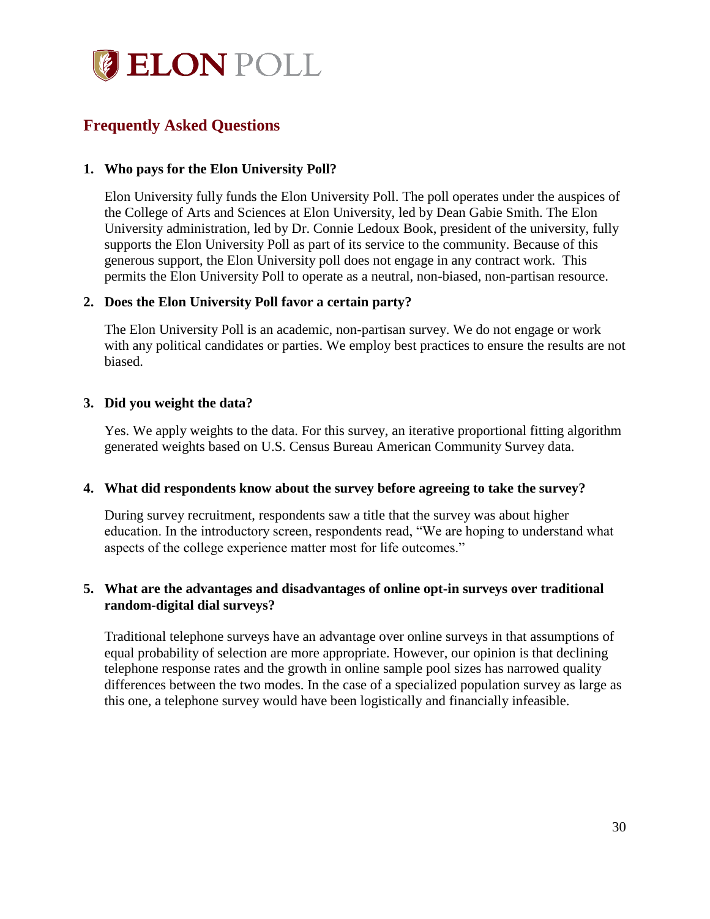# ELON POLL

## Frequently Asked Questions

1. **Who pays for the Elon University Poll?**

   Elon University fully funds the Elon University Poll. The poll operates under the auspices of the College of Arts and Sciences at Elon University, led by Dean Gabie Smith. The Elon University administration, led by Dr. Connie Ledoux Book, president of the university, fully supports the Elon University Poll as part of its service to the community. Because of this generous support, the Elon University poll does not engage in any contract work. This permits the Elon University Poll to operate as a neutral, non-biased, non-partisan resource.

2. **Does the Elon University Poll favor a certain party?**

   The Elon University Poll is an academic, non-partisan survey. We do not engage or work with any political candidates or parties. We employ best practices to ensure the results are not biased.

3. **Did you weight the data?**

   Yes. We apply weights to the data. For this survey, an iterative proportional fitting algorithm generated weights based on U.S. Census Bureau American Community Survey data.

4. **What did respondents know about the survey before agreeing to take the survey?**

   During survey recruitment, respondents saw a title that the survey was about higher education. In the introductory screen, respondents read, "We are hoping to understand what aspects of the college experience matter most for life outcomes."

5. **What are the advantages and disadvantages of online opt-in surveys over traditional random-digital dial surveys?**

   Traditional telephone surveys have an advantage over online surveys in that assumptions of equal probability of selection are more appropriate. However, our opinion is that declining telephone response rates and the growth in online sample pool sizes has narrowed quality differences between the two modes. In the case of a specialized population survey as large as this one, a telephone survey would have been logistically and financially infeasible.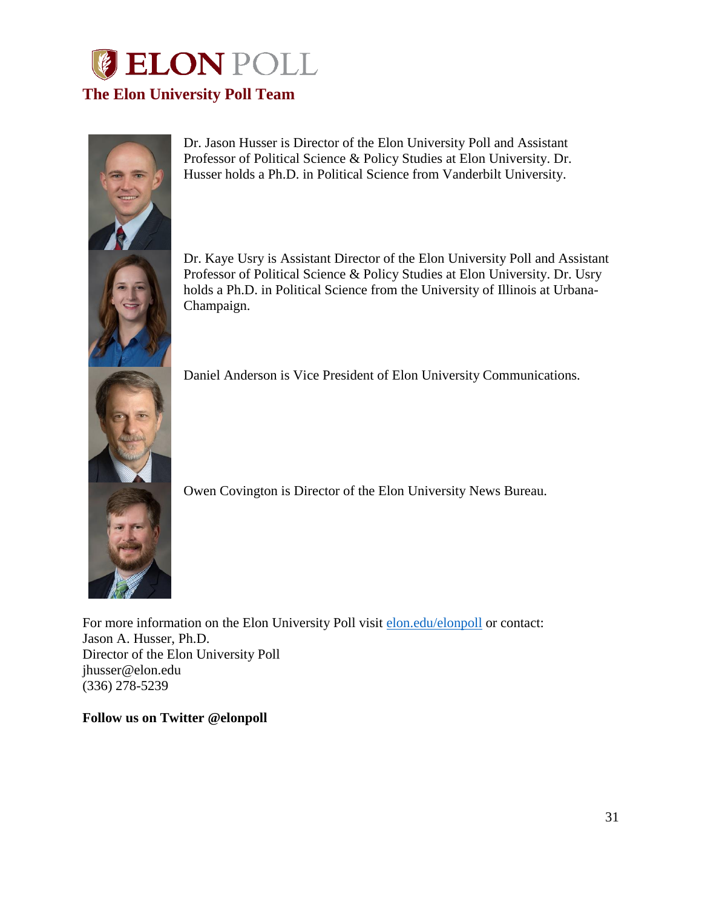# ELON POLL

## The Elon University Poll Team

Dr. Jason Husser is Director of the Elon University Poll and Assistant Professor of Political Science & Policy Studies at Elon University. Dr. Husser holds a Ph.D. in Political Science from Vanderbilt University.

Dr. Kaye Usry is Assistant Director of the Elon University Poll and Assistant Professor of Political Science & Policy Studies at Elon University. Dr. Usry holds a Ph.D. in Political Science from the University of Illinois at Urbana-Champaign.

Daniel Anderson is Vice President of Elon University Communications.

Owen Covington is Director of the Elon University News Bureau.

For more information on the Elon University Poll visit elon.edu/elonpoll or contact:
Jason A. Husser, Ph.D.
Director of the Elon University Poll
jhusser@elon.edu
(336) 278-5239

**Follow us on Twitter @elonpoll**